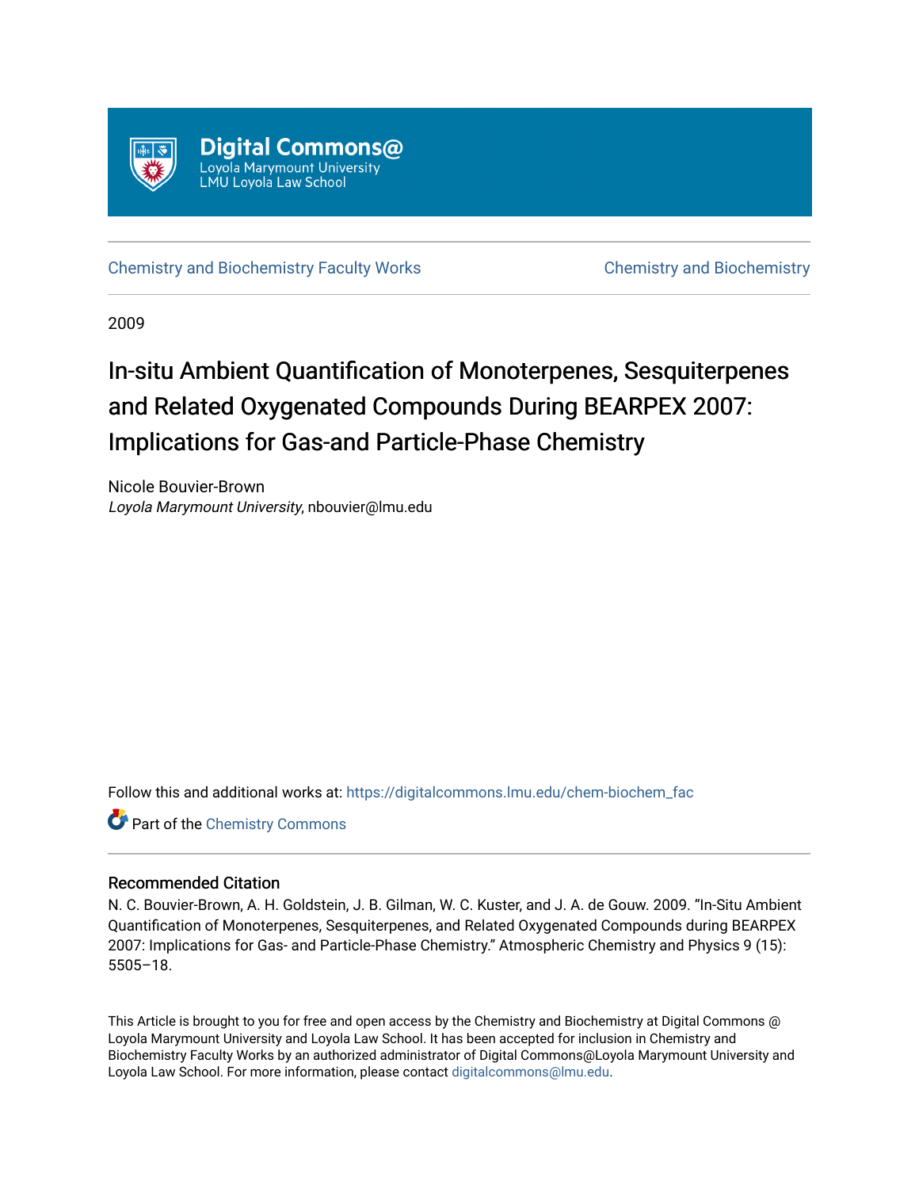Digital Commons@
Loyola Marymount University
LMU Loyola Law School

Chemistry and Biochemistry Faculty Works

Chemistry and Biochemistry

2009

# In-situ Ambient Quantification of Monoterpenes, Sesquiterpenes and Related Oxygenated Compounds During BEARPEX 2007: Implications for Gas-and Particle-Phase Chemistry

Nicole Bouvier-Brown
*Loyola Marymount University*, nbouvier@lmu.edu

Follow this and additional works at: https://digitalcommons.lmu.edu/chem-biochem_fac

Part of the Chemistry Commons

## Recommended Citation

N. C. Bouvier-Brown, A. H. Goldstein, J. B. Gilman, W. C. Kuster, and J. A. de Gouw. 2009. "In-Situ Ambient Quantification of Monoterpenes, Sesquiterpenes, and Related Oxygenated Compounds during BEARPEX 2007: Implications for Gas- and Particle-Phase Chemistry." Atmospheric Chemistry and Physics 9 (15): 5505–18.

This Article is brought to you for free and open access by the Chemistry and Biochemistry at Digital Commons @ Loyola Marymount University and Loyola Law School. It has been accepted for inclusion in Chemistry and Biochemistry Faculty Works by an authorized administrator of Digital Commons@Loyola Marymount University and Loyola Law School. For more information, please contact digitalcommons@lmu.edu.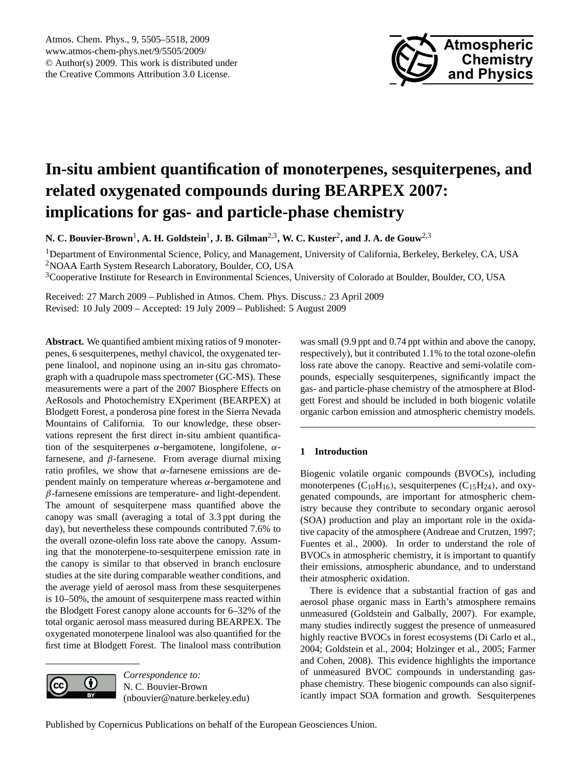# In-situ ambient quantification of monoterpenes, sesquiterpenes, and related oxygenated compounds during BEARPEX 2007: implications for gas- and particle-phase chemistry

**N. C. Bouvier-Brown[1], A. H. Goldstein[1], J. B. Gilman[2,3], W. C. Kuster[2], and J. A. de Gouw[2,3]**

[1]Department of Environmental Science, Policy, and Management, University of California, Berkeley, Berkeley, CA, USA
[2]NOAA Earth System Research Laboratory, Boulder, CO, USA
[3]Cooperative Institute for Research in Environmental Sciences, University of Colorado at Boulder, Boulder, CO, USA

Received: 27 March 2009 – Published in Atmos. Chem. Phys. Discuss.: 23 April 2009
Revised: 10 July 2009 – Accepted: 19 July 2009 – Published: 5 August 2009

**Abstract.** We quantified ambient mixing ratios of 9 monoterpenes, 6 sesquiterpenes, methyl chavicol, the oxygenated terpene linalool, and nopinone using an in-situ gas chromatograph with a quadrupole mass spectrometer (GC-MS). These measurements were a part of the 2007 Biosphere Effects on AeRosols and Photochemistry EXperiment (BEARPEX) at Blodgett Forest, a ponderosa pine forest in the Sierra Nevada Mountains of California. To our knowledge, these observations represent the first direct in-situ ambient quantification of the sesquiterpenes $\alpha$-bergamotene, longifolene, $\alpha$-farnesene, and $\beta$-farnesene. From average diurnal mixing ratio profiles, we show that $\alpha$-farnesene emissions are dependent mainly on temperature whereas $\alpha$-bergamotene and $\beta$-farnesene emissions are temperature- and light-dependent. The amount of sesquiterpene mass quantified above the canopy was small (averaging a total of 3.3 ppt during the day), but nevertheless these compounds contributed 7.6% to the overall ozone-olefin loss rate above the canopy. Assuming that the monoterpene-to-sesquiterpene emission rate in the canopy is similar to that observed in branch enclosure studies at the site during comparable weather conditions, and the average yield of aerosol mass from these sesquiterpenes is 10–50%, the amount of sesquiterpene mass reacted within the Blodgett Forest canopy alone accounts for 6–32% of the total organic aerosol mass measured during BEARPEX. The oxygenated monoterpene linalool was also quantified for the first time at Blodgett Forest. The linalool mass contribution was small (9.9 ppt and 0.74 ppt within and above the canopy, respectively), but it contributed 1.1% to the total ozone-olefin loss rate above the canopy. Reactive and semi-volatile compounds, especially sesquiterpenes, significantly impact the gas- and particle-phase chemistry of the atmosphere at Blodgett Forest and should be included in both biogenic volatile organic carbon emission and atmospheric chemistry models.

## 1 Introduction

Biogenic volatile organic compounds (BVOCs), including monoterpenes ($C_{10}H_{16}$), sesquiterpenes ($C_{15}H_{24}$), and oxygenated compounds, are important for atmospheric chemistry because they contribute to secondary organic aerosol (SOA) production and play an important role in the oxidative capacity of the atmosphere (Andreae and Crutzen, 1997; Fuentes et al., 2000). In order to understand the role of BVOCs in atmospheric chemistry, it is important to quantify their emissions, atmospheric abundance, and to understand their atmospheric oxidation.

There is evidence that a substantial fraction of gas and aerosol phase organic mass in Earth's atmosphere remains unmeasured (Goldstein and Galbally, 2007). For example, many studies indirectly suggest the presence of unmeasured highly reactive BVOCs in forest ecosystems (Di Carlo et al., 2004; Goldstein et al., 2004; Holzinger et al., 2005; Farmer and Cohen, 2008). This evidence highlights the importance of unmeasured BVOC compounds in understanding gas-phase chemistry. These biogenic compounds can also significantly impact SOA formation and growth. Sesquiterpenes

*Correspondence to:*
N. C. Bouvier-Brown
(nbouvier@nature.berkeley.edu)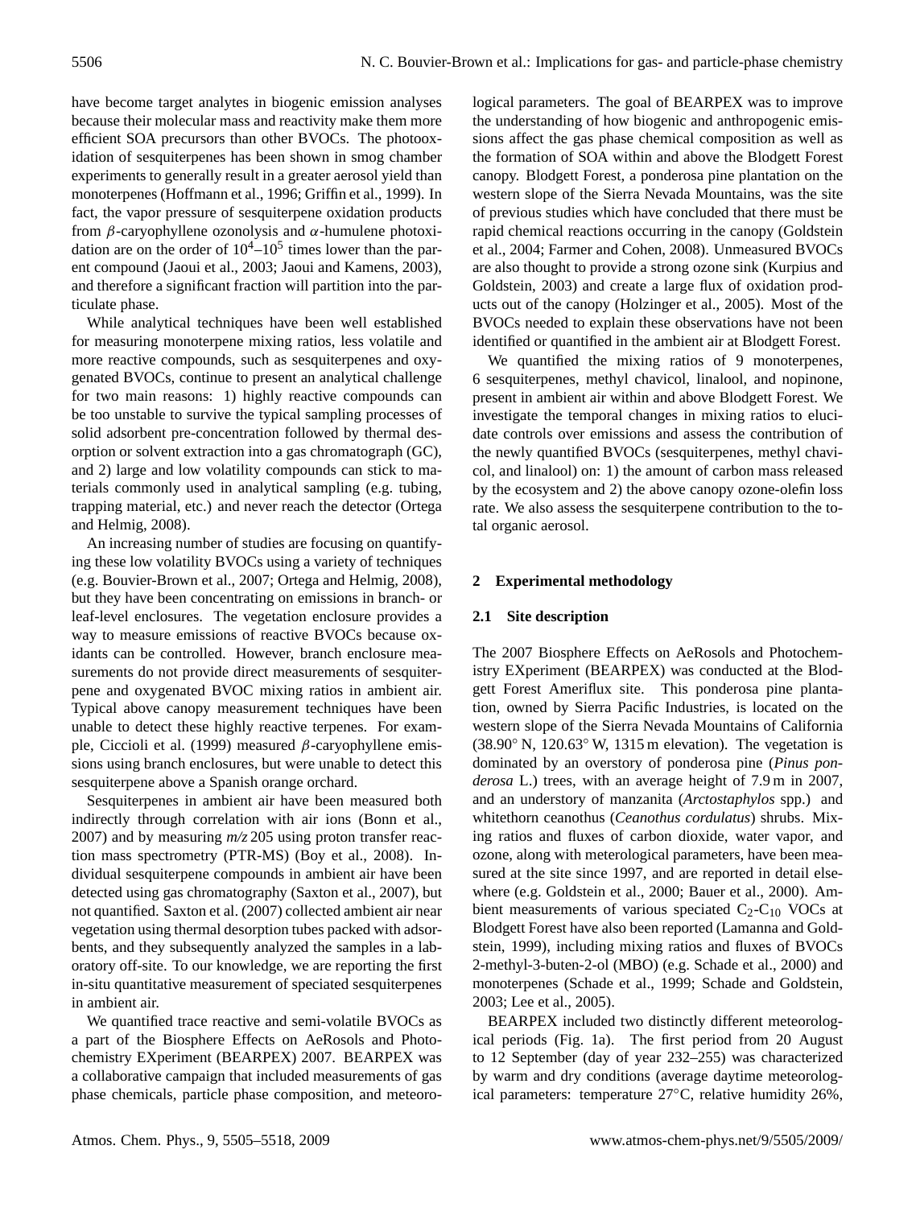have become target analytes in biogenic emission analyses because their molecular mass and reactivity make them more efficient SOA precursors than other BVOCs. The photooxidation of sesquiterpenes has been shown in smog chamber experiments to generally result in a greater aerosol yield than monoterpenes (Hoffmann et al., 1996; Griffin et al., 1999). In fact, the vapor pressure of sesquiterpene oxidation products from $\beta$-caryophyllene ozonolysis and $\alpha$-humulene photoxidation are on the order of $10^4$–$10^5$ times lower than the parent compound (Jaoui et al., 2003; Jaoui and Kamens, 2003), and therefore a significant fraction will partition into the particulate phase.

While analytical techniques have been well established for measuring monoterpene mixing ratios, less volatile and more reactive compounds, such as sesquiterpenes and oxygenated BVOCs, continue to present an analytical challenge for two main reasons: 1) highly reactive compounds can be too unstable to survive the typical sampling processes of solid adsorbent pre-concentration followed by thermal desorption or solvent extraction into a gas chromatograph (GC), and 2) large and low volatility compounds can stick to materials commonly used in analytical sampling (e.g. tubing, trapping material, etc.) and never reach the detector (Ortega and Helmig, 2008).

An increasing number of studies are focusing on quantifying these low volatility BVOCs using a variety of techniques (e.g. Bouvier-Brown et al., 2007; Ortega and Helmig, 2008), but they have been concentrating on emissions in branch- or leaf-level enclosures. The vegetation enclosure provides a way to measure emissions of reactive BVOCs because oxidants can be controlled. However, branch enclosure measurements do not provide direct measurements of sesquiterpene and oxygenated BVOC mixing ratios in ambient air. Typical above canopy measurement techniques have been unable to detect these highly reactive terpenes. For example, Ciccioli et al. (1999) measured $\beta$-caryophyllene emissions using branch enclosures, but were unable to detect this sesquiterpene above a Spanish orange orchard.

Sesquiterpenes in ambient air have been measured both indirectly through correlation with air ions (Bonn et al., 2007) and by measuring *m/z* 205 using proton transfer reaction mass spectrometry (PTR-MS) (Boy et al., 2008). Individual sesquiterpene compounds in ambient air have been detected using gas chromatography (Saxton et al., 2007), but not quantified. Saxton et al. (2007) collected ambient air near vegetation using thermal desorption tubes packed with adsorbents, and they subsequently analyzed the samples in a laboratory off-site. To our knowledge, we are reporting the first in-situ quantitative measurement of speciated sesquiterpenes in ambient air.

We quantified trace reactive and semi-volatile BVOCs as a part of the Biosphere Effects on AeRosols and Photochemistry EXperiment (BEARPEX) 2007. BEARPEX was a collaborative campaign that included measurements of gas phase chemicals, particle phase composition, and meteorological parameters. The goal of BEARPEX was to improve the understanding of how biogenic and anthropogenic emissions affect the gas phase chemical composition as well as the formation of SOA within and above the Blodgett Forest canopy. Blodgett Forest, a ponderosa pine plantation on the western slope of the Sierra Nevada Mountains, was the site of previous studies which have concluded that there must be rapid chemical reactions occurring in the canopy (Goldstein et al., 2004; Farmer and Cohen, 2008). Unmeasured BVOCs are also thought to provide a strong ozone sink (Kurpius and Goldstein, 2003) and create a large flux of oxidation products out of the canopy (Holzinger et al., 2005). Most of the BVOCs needed to explain these observations have not been identified or quantified in the ambient air at Blodgett Forest.

We quantified the mixing ratios of 9 monoterpenes, 6 sesquiterpenes, methyl chavicol, linalool, and nopinone, present in ambient air within and above Blodgett Forest. We investigate the temporal changes in mixing ratios to elucidate controls over emissions and assess the contribution of the newly quantified BVOCs (sesquiterpenes, methyl chavicol, and linalool) on: 1) the amount of carbon mass released by the ecosystem and 2) the above canopy ozone-olefin loss rate. We also assess the sesquiterpene contribution to the total organic aerosol.

## 2 Experimental methodology

### 2.1 Site description

The 2007 Biosphere Effects on AeRosols and Photochemistry EXperiment (BEARPEX) was conducted at the Blodgett Forest Ameriflux site. This ponderosa pine plantation, owned by Sierra Pacific Industries, is located on the western slope of the Sierra Nevada Mountains of California (38.90° N, 120.63° W, 1315 m elevation). The vegetation is dominated by an overstory of ponderosa pine (*Pinus ponderosa* L.) trees, with an average height of 7.9 m in 2007, and an understory of manzanita (*Arctostaphylos* spp.) and whitethorn ceanothus (*Ceanothus cordulatus*) shrubs. Mixing ratios and fluxes of carbon dioxide, water vapor, and ozone, along with meterological parameters, have been measured at the site since 1997, and are reported in detail elsewhere (e.g. Goldstein et al., 2000; Bauer et al., 2000). Ambient measurements of various speciated $C_2$-$C_{10}$ VOCs at Blodgett Forest have also been reported (Lamanna and Goldstein, 1999), including mixing ratios and fluxes of BVOCs 2-methyl-3-buten-2-ol (MBO) (e.g. Schade et al., 2000) and monoterpenes (Schade et al., 1999; Schade and Goldstein, 2003; Lee et al., 2005).

BEARPEX included two distinctly different meteorological periods (Fig. 1a). The first period from 20 August to 12 September (day of year 232–255) was characterized by warm and dry conditions (average daytime meteorological parameters: temperature 27°C, relative humidity 26%,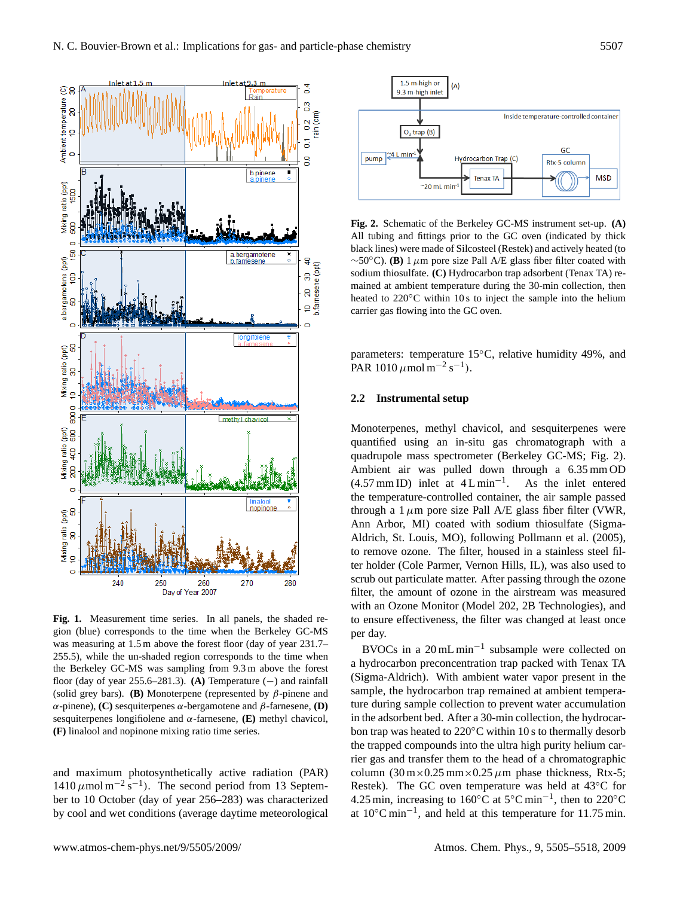**Fig. 1.** Measurement time series. In all panels, the shaded region (blue) corresponds to the time when the Berkeley GC-MS was measuring at 1.5 m above the forest floor (day of year 231.7–255.5), while the un-shaded region corresponds to the time when the Berkeley GC-MS was sampling from 9.3 m above the forest floor (day of year 255.6–281.3). **(A)** Temperature (–) and rainfall (solid grey bars). **(B)** Monoterpene (represented by $\beta$-pinene and $\alpha$-pinene), **(C)** sesquiterpenes $\alpha$-bergamotene and $\beta$-farnesene, **(D)** sesquiterpenes longifolene and $\alpha$-farnesene, **(E)** methyl chavicol, **(F)** linalool and nopinone mixing ratio time series.

and maximum photosynthetically active radiation (PAR) 1410 $\mu$mol m$^{-2}$ s$^{-1}$). The second period from 13 September to 10 October (day of year 256–283) was characterized by cool and wet conditions (average daytime meteorological parameters: temperature 15°C, relative humidity 49%, and PAR 1010 $\mu$mol m$^{-2}$ s$^{-1}$).

**Fig. 2.** Schematic of the Berkeley GC-MS instrument set-up. **(A)** All tubing and fittings prior to the GC oven (indicated by thick black lines) were made of Silcosteel (Restek) and actively heated (to ~50°C). **(B)** 1 $\mu$m pore size Pall A/E glass fiber filter coated with sodium thiosulfate. **(C)** Hydrocarbon trap adsorbent (Tenax TA) remained at ambient temperature during the 30-min collection, then heated to 220°C within 10 s to inject the sample into the helium carrier gas flowing into the GC oven.

### 2.2 Instrumental setup

Monoterpenes, methyl chavicol, and sesquiterpenes were quantified using an in-situ gas chromatograph with a quadrupole mass spectrometer (Berkeley GC-MS; Fig. 2). Ambient air was pulled down through a 6.35 mm OD (4.57 mm ID) inlet at 4 L min$^{-1}$. As the inlet entered the temperature-controlled container, the air sample passed through a 1 $\mu$m pore size Pall A/E glass fiber filter (VWR, Ann Arbor, MI) coated with sodium thiosulfate (Sigma-Aldrich, St. Louis, MO), following Pollmann et al. (2005), to remove ozone. The filter, housed in a stainless steel filter holder (Cole Parmer, Vernon Hills, IL), was also used to scrub out particulate matter. After passing through the ozone filter, the amount of ozone in the airstream was measured with an Ozone Monitor (Model 202, 2B Technologies), and to ensure effectiveness, the filter was changed at least once per day.

BVOCs in a 20 mL min$^{-1}$ subsample were collected on a hydrocarbon preconcentration trap packed with Tenax TA (Sigma-Aldrich). With ambient water vapor present in the sample, the hydrocarbon trap remained at ambient temperature during sample collection to prevent water accumulation in the adsorbent bed. After a 30-min collection, the hydrocarbon trap was heated to 220°C within 10 s to thermally desorb the trapped compounds into the ultra high purity helium carrier gas and transfer them to the head of a chromatographic column (30 m$\times$0.25 mm$\times$0.25 $\mu$m phase thickness, Rtx-5; Restek). The GC oven temperature was held at 43°C for 4.25 min, increasing to 160°C at 5°C min$^{-1}$, then to 220°C at 10°C min$^{-1}$, and held at this temperature for 11.75 min.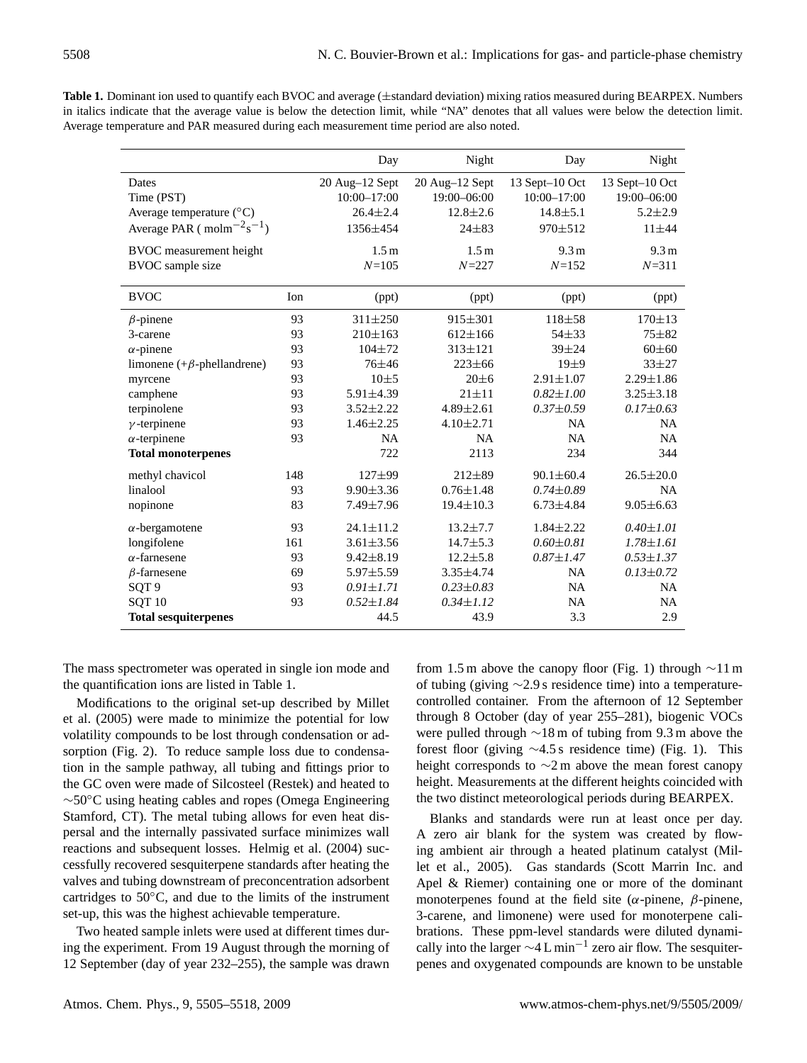**Table 1.** Dominant ion used to quantify each BVOC and average (±standard deviation) mixing ratios measured during BEARPEX. Numbers in italics indicate that the average value is below the detection limit, while "NA" denotes that all values were below the detection limit. Average temperature and PAR measured during each measurement time period are also noted.

| | | Day | Night | Day | Night |
|---|---|---|---|---|---|
| Dates | | 20 Aug–12 Sept | 20 Aug–12 Sept | 13 Sept–10 Oct | 13 Sept–10 Oct |
| Time (PST) | | 10:00–17:00 | 19:00–06:00 | 10:00–17:00 | 19:00–06:00 |
| Average temperature (°C) | | 26.4±2.4 | 12.8±2.6 | 14.8±5.1 | 5.2±2.9 |
| Average PAR ( $\text{mol m}^{-2}\text{s}^{-1}$) | | 1356±454 | 24±83 | 970±512 | 11±44 |
| BVOC measurement height | | 1.5 m | 1.5 m | 9.3 m | 9.3 m |
| BVOC sample size | | $N$=105 | $N$=227 | $N$=152 | $N$=311 |
| **BVOC** | **Ion** | (ppt) | (ppt) | (ppt) | (ppt) |
| $\beta$-pinene | 93 | 311±250 | 915±301 | 118±58 | 170±13 |
| 3-carene | 93 | 210±163 | 612±166 | 54±33 | 75±82 |
| $\alpha$-pinene | 93 | 104±72 | 313±121 | 39±24 | 60±60 |
| limonene (+$\beta$-phellandrene) | 93 | 76±46 | 223±66 | 19±9 | 33±27 |
| myrcene | 93 | 10±5 | 20±6 | 2.91±1.07 | 2.29±1.86 |
| camphene | 93 | 5.91±4.39 | 21±11 | *0.82±1.00* | 3.25±3.18 |
| terpinolene | 93 | 3.52±2.22 | 4.89±2.61 | *0.37±0.59* | *0.17±0.63* |
| $\gamma$-terpinene | 93 | 1.46±2.25 | 4.10±2.71 | NA | NA |
| $\alpha$-terpinene | 93 | NA | NA | NA | NA |
| **Total monoterpenes** | | 722 | 2113 | 234 | 344 |
| methyl chavicol | 148 | 127±99 | 212±89 | 90.1±60.4 | 26.5±20.0 |
| linalool | 93 | 9.90±3.36 | 0.76±1.48 | *0.74±0.89* | NA |
| nopinone | 83 | 7.49±7.96 | 19.4±10.3 | 6.73±4.84 | 9.05±6.63 |
| $\alpha$-bergamotene | 93 | 24.1±11.2 | 13.2±7.7 | 1.84±2.22 | *0.40±1.01* |
| longifolene | 161 | 3.61±3.56 | 14.7±5.3 | *0.60±0.81* | *1.78±1.61* |
| $\alpha$-farnesene | 93 | 9.42±8.19 | 12.2±5.8 | *0.87±1.47* | *0.53±1.37* |
| $\beta$-farnesene | 69 | 5.97±5.59 | 3.35±4.74 | NA | *0.13±0.72* |
| SQT 9 | 93 | *0.91±1.71* | *0.23±0.83* | NA | NA |
| SQT 10 | 93 | *0.52±1.84* | *0.34±1.12* | NA | NA |
| **Total sesquiterpenes** | | 44.5 | 43.9 | 3.3 | 2.9 |

The mass spectrometer was operated in single ion mode and the quantification ions are listed in Table 1.

Modifications to the original set-up described by Millet et al. (2005) were made to minimize the potential for low volatility compounds to be lost through condensation or adsorption (Fig. 2). To reduce sample loss due to condensation in the sample pathway, all tubing and fittings prior to the GC oven were made of Silcosteel (Restek) and heated to ∼50°C using heating cables and ropes (Omega Engineering Stamford, CT). The metal tubing allows for even heat dispersal and the internally passivated surface minimizes wall reactions and subsequent losses. Helmig et al. (2004) successfully recovered sesquiterpene standards after heating the valves and tubing downstream of preconcentration adsorbent cartridges to 50°C, and due to the limits of the instrument set-up, this was the highest achievable temperature.

Two heated sample inlets were used at different times during the experiment. From 19 August through the morning of 12 September (day of year 232–255), the sample was drawn from 1.5 m above the canopy floor (Fig. 1) through ∼11 m of tubing (giving ∼2.9 s residence time) into a temperature-controlled container. From the afternoon of 12 September through 8 October (day of year 255–281), biogenic VOCs were pulled through ∼18 m of tubing from 9.3 m above the forest floor (giving ∼4.5 s residence time) (Fig. 1). This height corresponds to ∼2 m above the mean forest canopy height. Measurements at the different heights coincided with the two distinct meteorological periods during BEARPEX.

Blanks and standards were run at least once per day. A zero air blank for the system was created by flowing ambient air through a heated platinum catalyst (Millet et al., 2005). Gas standards (Scott Marrin Inc. and Apel & Riemer) containing one or more of the dominant monoterpenes found at the field site ($\alpha$-pinene, $\beta$-pinene, 3-carene, and limonene) were used for monoterpene calibrations. These ppm-level standards were diluted dynamically into the larger ∼4 L $\text{min}^{-1}$ zero air flow. The sesquiterpenes and oxygenated compounds are known to be unstable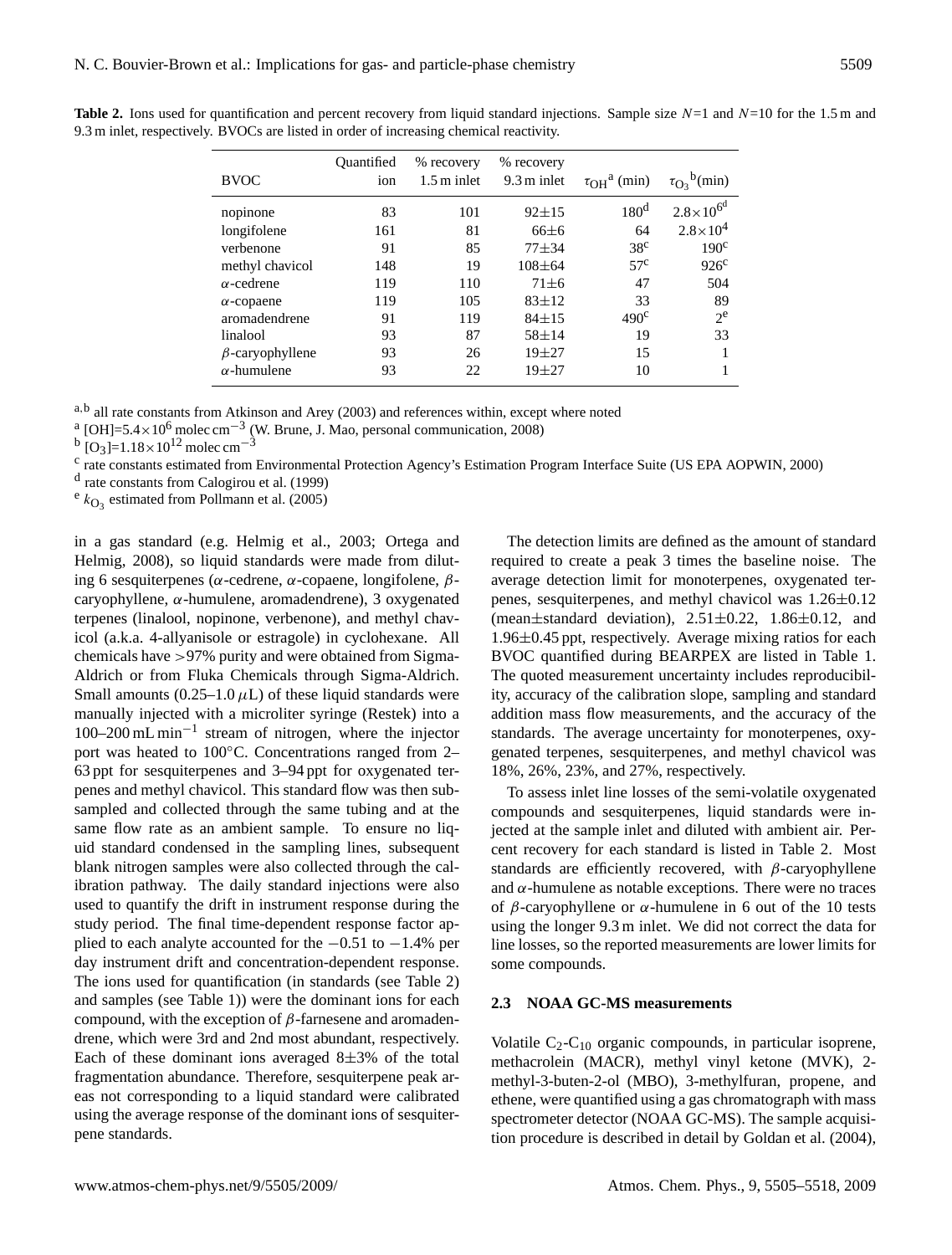**Table 2.** Ions used for quantification and percent recovery from liquid standard injections. Sample size $N$=1 and $N$=10 for the 1.5 m and 9.3 m inlet, respectively. BVOCs are listed in order of increasing chemical reactivity.

| BVOC | Quantified ion | % recovery 1.5 m inlet | % recovery 9.3 m inlet | $\tau_{OH}$[a] (min) | $\tau_{O_3}$[b] (min) |
|---|---|---|---|---|---|
| nopinone | 83 | 101 | 92±15 | 180[d] | $2.8\times10^{6}$[d] |
| longifolene | 161 | 81 | 66±6 | 64 | $2.8\times10^{4}$ |
| verbenone | 91 | 85 | 77±34 | 38[c] | 190[c] |
| methyl chavicol | 148 | 19 | 108±64 | 57[c] | 926[c] |
| $\alpha$-cedrene | 119 | 110 | 71±6 | 47 | 504 |
| $\alpha$-copaene | 119 | 105 | 83±12 | 33 | 89 |
| aromadendrene | 91 | 119 | 84±15 | 490[c] | 2[e] |
| linalool | 93 | 87 | 58±14 | 19 | 33 |
| $\beta$-caryophyllene | 93 | 26 | 19±27 | 15 | 1 |
| $\alpha$-humulene | 93 | 22 | 19±27 | 10 | 1 |

[a,b] all rate constants from Atkinson and Arey (2003) and references within, except where noted
[a] [OH]=$5.4\times10^{6}$ molec cm$^{-3}$ (W. Brune, J. Mao, personal communication, 2008)
[b] [$O_3$]=$1.18\times10^{12}$ molec cm$^{-3}$
[c] rate constants estimated from Environmental Protection Agency's Estimation Program Interface Suite (US EPA AOPWIN, 2000)
[d] rate constants from Calogirou et al. (1999)
[e] $k_{O_3}$ estimated from Pollmann et al. (2005)

in a gas standard (e.g. Helmig et al., 2003; Ortega and Helmig, 2008), so liquid standards were made from diluting 6 sesquiterpenes ($\alpha$-cedrene, $\alpha$-copaene, longifolene, $\beta$-caryophyllene, $\alpha$-humulene, aromadendrene), 3 oxygenated terpenes (linalool, nopinone, verbenone), and methyl chavicol (a.k.a. 4-allyanisole or estragole) in cyclohexane. All chemicals have >97% purity and were obtained from Sigma-Aldrich or from Fluka Chemicals through Sigma-Aldrich. Small amounts (0.25–1.0 $\mu$L) of these liquid standards were manually injected with a microliter syringe (Restek) into a 100–200 mL min$^{-1}$ stream of nitrogen, where the injector port was heated to 100°C. Concentrations ranged from 2–63 ppt for sesquiterpenes and 3–94 ppt for oxygenated terpenes and methyl chavicol. This standard flow was then subsampled and collected through the same tubing and at the same flow rate as an ambient sample. To ensure no liquid standard condensed in the sampling lines, subsequent blank nitrogen samples were also collected through the calibration pathway. The daily standard injections were also used to quantify the drift in instrument response during the study period. The final time-dependent response factor applied to each analyte accounted for the −0.51 to −1.4% per day instrument drift and concentration-dependent response. The ions used for quantification (in standards (see Table 2) and samples (see Table 1)) were the dominant ions for each compound, with the exception of $\beta$-farnesene and aromadendrene, which were 3rd and 2nd most abundant, respectively. Each of these dominant ions averaged 8±3% of the total fragmentation abundance. Therefore, sesquiterpene peak areas not corresponding to a liquid standard were calibrated using the average response of the dominant ions of sesquiterpene standards.

The detection limits are defined as the amount of standard required to create a peak 3 times the baseline noise. The average detection limit for monoterpenes, oxygenated terpenes, sesquiterpenes, and methyl chavicol was 1.26±0.12 (mean±standard deviation), 2.51±0.22, 1.86±0.12, and 1.96±0.45 ppt, respectively. Average mixing ratios for each BVOC quantified during BEARPEX are listed in Table 1. The quoted measurement uncertainty includes reproducibility, accuracy of the calibration slope, sampling and standard addition mass flow measurements, and the accuracy of the standards. The average uncertainty for monoterpenes, oxygenated terpenes, sesquiterpenes, and methyl chavicol was 18%, 26%, 23%, and 27%, respectively.

To assess inlet line losses of the semi-volatile oxygenated compounds and sesquiterpenes, liquid standards were injected at the sample inlet and diluted with ambient air. Percent recovery for each standard is listed in Table 2. Most standards are efficiently recovered, with $\beta$-caryophyllene and $\alpha$-humulene as notable exceptions. There were no traces of $\beta$-caryophyllene or $\alpha$-humulene in 6 out of the 10 tests using the longer 9.3 m inlet. We did not correct the data for line losses, so the reported measurements are lower limits for some compounds.

### 2.3 NOAA GC-MS measurements

Volatile $C_2$-$C_{10}$ organic compounds, in particular isoprene, methacrolein (MACR), methyl vinyl ketone (MVK), 2-methyl-3-buten-2-ol (MBO), 3-methylfuran, propene, and ethene, were quantified using a gas chromatograph with mass spectrometer detector (NOAA GC-MS). The sample acquisition procedure is described in detail by Goldan et al. (2004),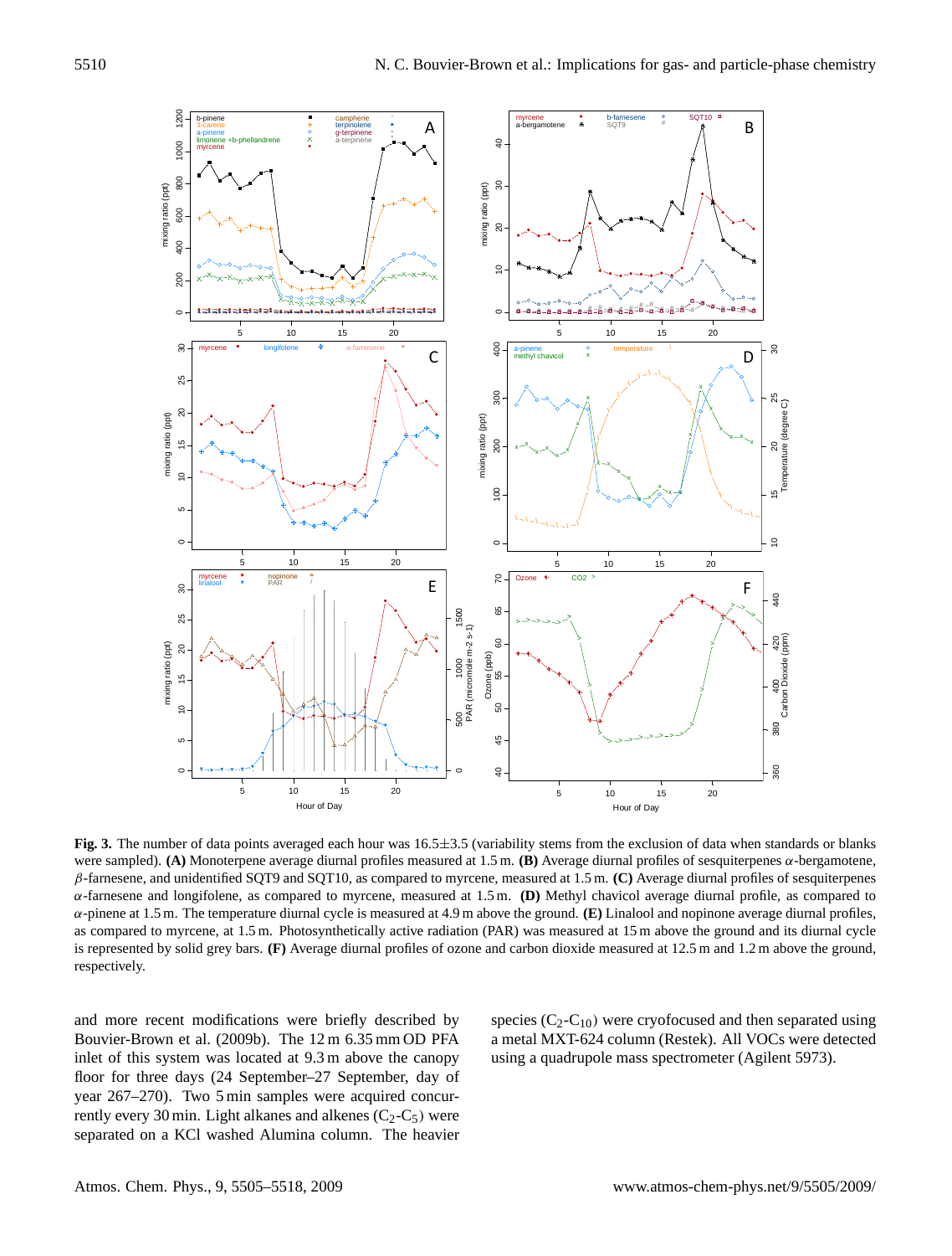**Fig. 3.** The number of data points averaged each hour was 16.5±3.5 (variability stems from the exclusion of data when standards or blanks were sampled). **(A)** Monoterpene average diurnal profiles measured at 1.5 m. **(B)** Average diurnal profiles of sesquiterpenes $\alpha$-bergamotene, $\beta$-farnesene, and unidentified SQT9 and SQT10, as compared to myrcene, measured at 1.5 m. **(C)** Average diurnal profiles of sesquiterpenes $\alpha$-farnesene and longifolene, as compared to myrcene, measured at 1.5 m. **(D)** Methyl chavicol average diurnal profile, as compared to $\alpha$-pinene at 1.5 m. The temperature diurnal cycle is measured at 4.9 m above the ground. **(E)** Linalool and nopinone average diurnal profiles, as compared to myrcene, at 1.5 m. Photosynthetically active radiation (PAR) was measured at 15 m above the ground and its diurnal cycle is represented by solid grey bars. **(F)** Average diurnal profiles of ozone and carbon dioxide measured at 12.5 m and 1.2 m above the ground, respectively.

and more recent modifications were briefly described by Bouvier-Brown et al. (2009b). The 12 m 6.35 mm OD PFA inlet of this system was located at 9.3 m above the canopy floor for three days (24 September–27 September, day of year 267–270). Two 5 min samples were acquired concurrently every 30 min. Light alkanes and alkenes ($C_2$-$C_5$) were separated on a KCl washed Alumina column. The heavier species ($C_2$-$C_{10}$) were cryofocused and then separated using a metal MXT-624 column (Restek). All VOCs were detected using a quadrupole mass spectrometer (Agilent 5973).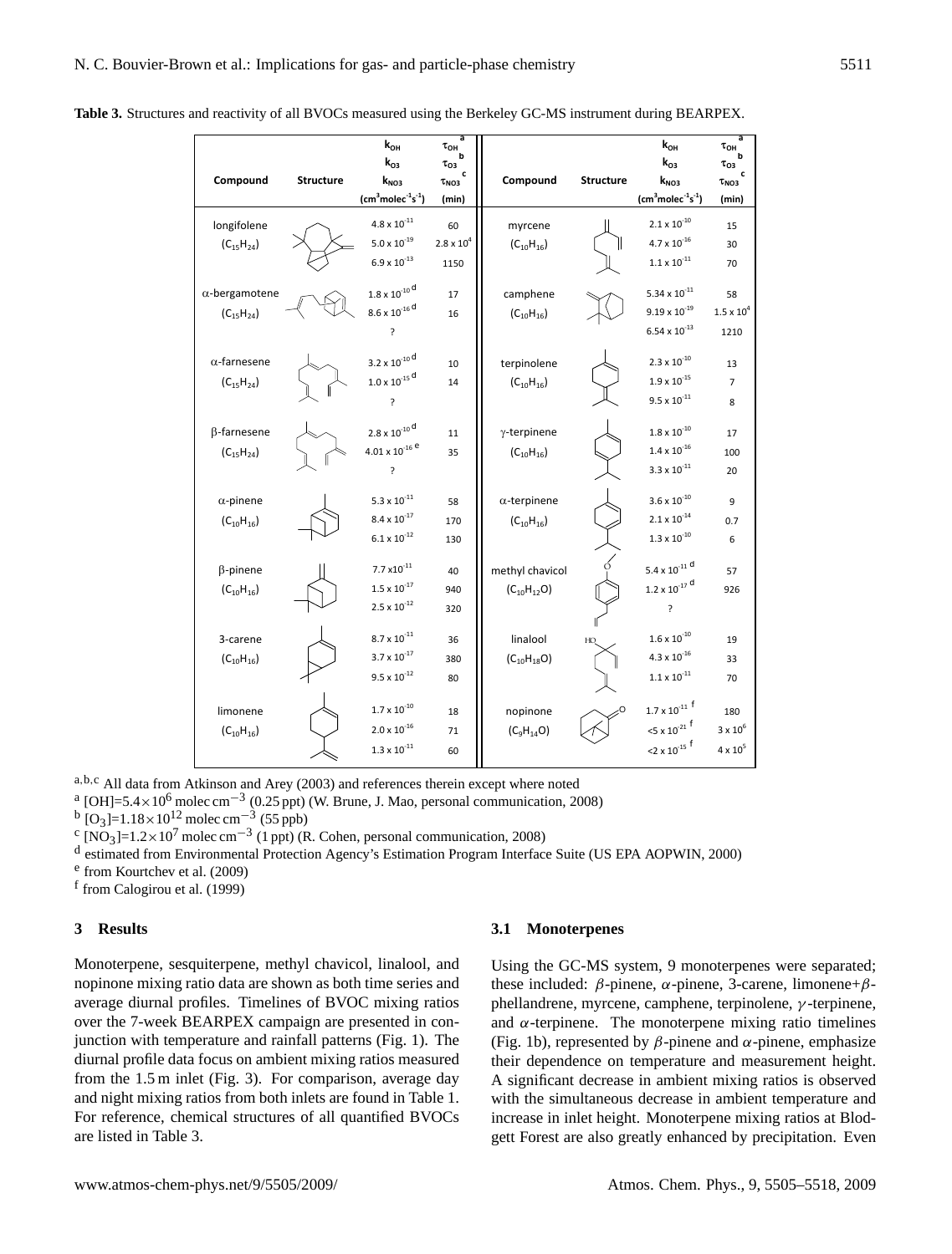**Table 3.** Structures and reactivity of all BVOCs measured using the Berkeley GC-MS instrument during BEARPEX.

| Compound | Structure | $k_{OH}$ / $k_{O3}$ / $k_{NO3}$ ($cm^3 molec^{-1} s^{-1}$) | $\tau_{OH}$ [a] / $\tau_{O3}$ [b] / $\tau_{NO3}$ [c] (min) | Compound | Structure | $k_{OH}$ / $k_{O3}$ / $k_{NO3}$ ($cm^3 molec^{-1} s^{-1}$) | $\tau_{OH}$ [a] / $\tau_{O3}$ [b] / $\tau_{NO3}$ [c] (min) |
|---|---|---|---|---|---|---|---|
| longifolene ($C_{15}H_{24}$) | | $4.8\times10^{-11}$ / $5.0\times10^{-19}$ / $6.9\times10^{-13}$ | 60 / $2.8\times10^{4}$ / 1150 | myrcene ($C_{10}H_{16}$) | | $2.1\times10^{-10}$ / $4.7\times10^{-16}$ / $1.1\times10^{-11}$ | 15 / 30 / 70 |
| α-bergamotene ($C_{15}H_{24}$) | | $1.8\times10^{-10}$ [d] / $8.6\times10^{-16}$ [d] / ? | 17 / 16 | camphene ($C_{10}H_{16}$) | | $5.34\times10^{-11}$ / $9.19\times10^{-19}$ / $6.54\times10^{-13}$ | 58 / $1.5\times10^{4}$ / 1210 |
| α-farnesene ($C_{15}H_{24}$) | | $3.2\times10^{-10}$ [d] / $1.0\times10^{-15}$ [d] / ? | 10 / 14 | terpinolene ($C_{10}H_{16}$) | | $2.3\times10^{-10}$ / $1.9\times10^{-15}$ / $9.5\times10^{-11}$ | 13 / 7 / 8 |
| β-farnesene ($C_{15}H_{24}$) | | $2.8\times10^{-10}$ [d] / $4.01\times10^{-16}$ [e] / ? | 11 / 35 | γ-terpinene ($C_{10}H_{16}$) | | $1.8\times10^{-10}$ / $1.4\times10^{-16}$ / $3.3\times10^{-11}$ | 17 / 100 / 20 |
| α-pinene ($C_{10}H_{16}$) | | $5.3\times10^{-11}$ / $8.4\times10^{-17}$ / $6.1\times10^{-12}$ | 58 / 170 / 130 | α-terpinene ($C_{10}H_{16}$) | | $3.6\times10^{-10}$ / $2.1\times10^{-14}$ / $1.3\times10^{-10}$ | 9 / 0.7 / 6 |
| β-pinene ($C_{10}H_{16}$) | | $7.7\times10^{-11}$ / $1.5\times10^{-17}$ / $2.5\times10^{-12}$ | 40 / 940 / 320 | methyl chavicol ($C_{10}H_{12}O$) | | $5.4\times10^{-11}$ [d] / $1.2\times10^{-17}$ [d] / ? | 57 / 926 |
| 3-carene ($C_{10}H_{16}$) | | $8.7\times10^{-11}$ / $3.7\times10^{-17}$ / $9.5\times10^{-12}$ | 36 / 380 / 80 | linalool ($C_{10}H_{18}O$) | | $1.6\times10^{-10}$ / $4.3\times10^{-16}$ / $1.1\times10^{-11}$ | 19 / 33 / 70 |
| limonene ($C_{10}H_{16}$) | | $1.7\times10^{-10}$ / $2.0\times10^{-16}$ / $1.3\times10^{-11}$ | 18 / 71 / 60 | nopinone ($C_9H_{14}O$) | | $1.7\times10^{-11}$ [f] / $<5\times10^{-21}$ [f] / $<2\times10^{-15}$ [f] | 180 / $3\times10^{6}$ / $4\times10^{5}$ |

[a,b,c] All data from Atkinson and Arey (2003) and references therein except where noted
[a] $[OH]=5.4\times10^{6}$ molec $cm^{-3}$ (0.25 ppt) (W. Brune, J. Mao, personal communication, 2008)
[b] $[O_3]=1.18\times10^{12}$ molec $cm^{-3}$ (55 ppb)
[c] $[NO_3]=1.2\times10^{7}$ molec $cm^{-3}$ (1 ppt) (R. Cohen, personal communication, 2008)
[d] estimated from Environmental Protection Agency's Estimation Program Interface Suite (US EPA AOPWIN, 2000)
[e] from Kourtchev et al. (2009)
[f] from Calogirou et al. (1999)

## 3 Results

Monoterpene, sesquiterpene, methyl chavicol, linalool, and nopinone mixing ratio data are shown as both time series and average diurnal profiles. Timelines of BVOC mixing ratios over the 7-week BEARPEX campaign are presented in conjunction with temperature and rainfall patterns (Fig. 1). The diurnal profile data focus on ambient mixing ratios measured from the 1.5 m inlet (Fig. 3). For comparison, average day and night mixing ratios from both inlets are found in Table 1. For reference, chemical structures of all quantified BVOCs are listed in Table 3.

### 3.1 Monoterpenes

Using the GC-MS system, 9 monoterpenes were separated; these included: β-pinene, α-pinene, 3-carene, limonene+β-phellandrene, myrcene, camphene, terpinolene, γ-terpinene, and α-terpinene. The monoterpene mixing ratio timelines (Fig. 1b), represented by β-pinene and α-pinene, emphasize their dependence on temperature and measurement height. A significant decrease in ambient mixing ratios is observed with the simultaneous decrease in ambient temperature and increase in inlet height. Monoterpene mixing ratios at Blodgett Forest are also greatly enhanced by precipitation. Even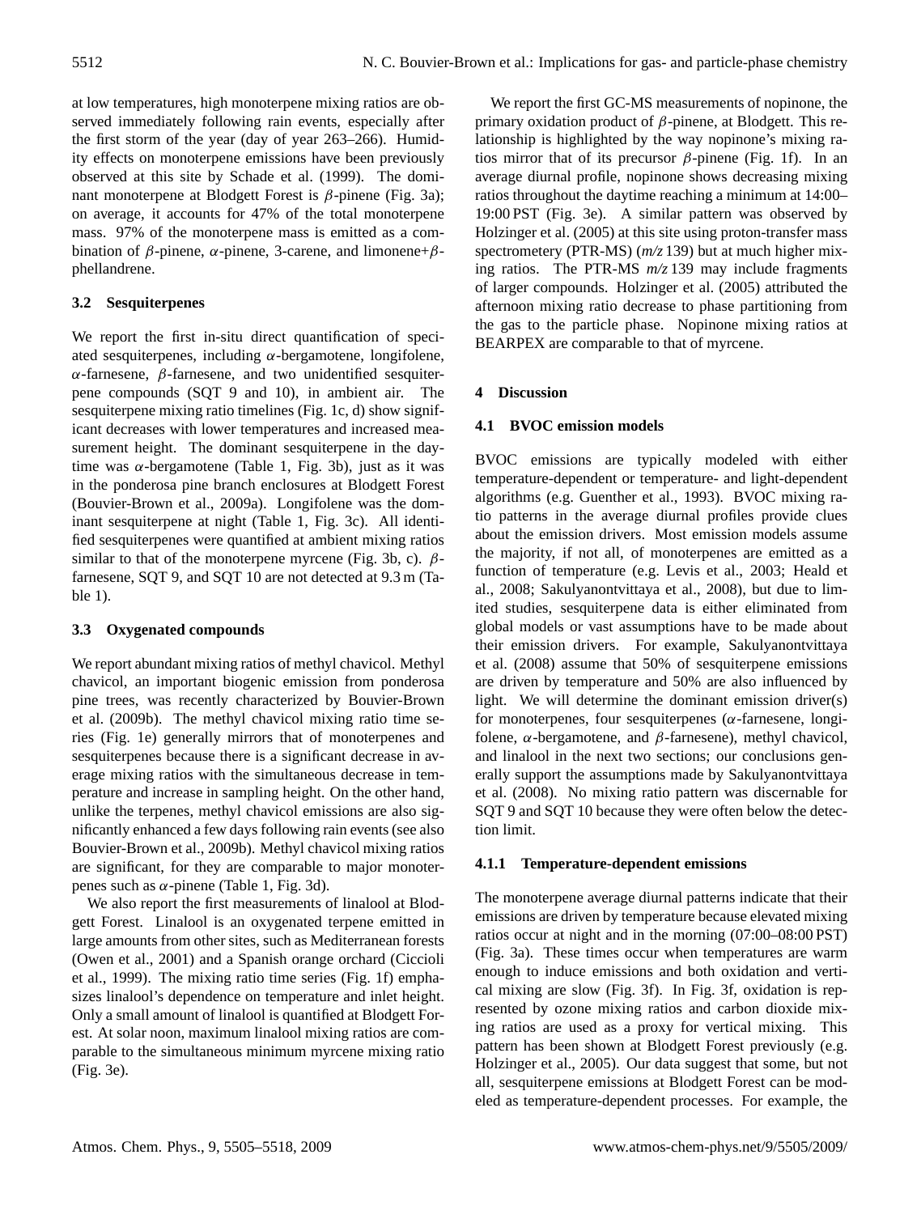at low temperatures, high monoterpene mixing ratios are observed immediately following rain events, especially after the first storm of the year (day of year 263–266). Humidity effects on monoterpene emissions have been previously observed at this site by Schade et al. (1999). The dominant monoterpene at Blodgett Forest is $\beta$-pinene (Fig. 3a); on average, it accounts for 47% of the total monoterpene mass. 97% of the monoterpene mass is emitted as a combination of $\beta$-pinene, $\alpha$-pinene, 3-carene, and limonene+$\beta$-phellandrene.

### 3.2 Sesquiterpenes

We report the first in-situ direct quantification of speciated sesquiterpenes, including $\alpha$-bergamotene, longifolene, $\alpha$-farnesene, $\beta$-farnesene, and two unidentified sesquiterpene compounds (SQT 9 and 10), in ambient air. The sesquiterpene mixing ratio timelines (Fig. 1c, d) show significant decreases with lower temperatures and increased measurement height. The dominant sesquiterpene in the daytime was $\alpha$-bergamotene (Table 1, Fig. 3b), just as it was in the ponderosa pine branch enclosures at Blodgett Forest (Bouvier-Brown et al., 2009a). Longifolene was the dominant sesquiterpene at night (Table 1, Fig. 3c). All identified sesquiterpenes were quantified at ambient mixing ratios similar to that of the monoterpene myrcene (Fig. 3b, c). $\beta$-farnesene, SQT 9, and SQT 10 are not detected at 9.3 m (Table 1).

### 3.3 Oxygenated compounds

We report abundant mixing ratios of methyl chavicol. Methyl chavicol, an important biogenic emission from ponderosa pine trees, was recently characterized by Bouvier-Brown et al. (2009b). The methyl chavicol mixing ratio time series (Fig. 1e) generally mirrors that of monoterpenes and sesquiterpenes because there is a significant decrease in average mixing ratios with the simultaneous decrease in temperature and increase in sampling height. On the other hand, unlike the terpenes, methyl chavicol emissions are also significantly enhanced a few days following rain events (see also Bouvier-Brown et al., 2009b). Methyl chavicol mixing ratios are significant, for they are comparable to major monoterpenes such as $\alpha$-pinene (Table 1, Fig. 3d).

We also report the first measurements of linalool at Blodgett Forest. Linalool is an oxygenated terpene emitted in large amounts from other sites, such as Mediterranean forests (Owen et al., 2001) and a Spanish orange orchard (Ciccioli et al., 1999). The mixing ratio time series (Fig. 1f) emphasizes linalool's dependence on temperature and inlet height. Only a small amount of linalool is quantified at Blodgett Forest. At solar noon, maximum linalool mixing ratios are comparable to the simultaneous minimum myrcene mixing ratio (Fig. 3e).

We report the first GC-MS measurements of nopinone, the primary oxidation product of $\beta$-pinene, at Blodgett. This relationship is highlighted by the way nopinone's mixing ratios mirror that of its precursor $\beta$-pinene (Fig. 1f). In an average diurnal profile, nopinone shows decreasing mixing ratios throughout the daytime reaching a minimum at 14:00–19:00 PST (Fig. 3e). A similar pattern was observed by Holzinger et al. (2005) at this site using proton-transfer mass spectrometery (PTR-MS) (*m/z* 139) but at much higher mixing ratios. The PTR-MS *m/z* 139 may include fragments of larger compounds. Holzinger et al. (2005) attributed the afternoon mixing ratio decrease to phase partitioning from the gas to the particle phase. Nopinone mixing ratios at BEARPEX are comparable to that of myrcene.

## 4 Discussion

### 4.1 BVOC emission models

BVOC emissions are typically modeled with either temperature-dependent or temperature- and light-dependent algorithms (e.g. Guenther et al., 1993). BVOC mixing ratio patterns in the average diurnal profiles provide clues about the emission drivers. Most emission models assume the majority, if not all, of monoterpenes are emitted as a function of temperature (e.g. Levis et al., 2003; Heald et al., 2008; Sakulyanontvittaya et al., 2008), but due to limited studies, sesquiterpene data is either eliminated from global models or vast assumptions have to be made about their emission drivers. For example, Sakulyanontvittaya et al. (2008) assume that 50% of sesquiterpene emissions are driven by temperature and 50% are also influenced by light. We will determine the dominant emission driver(s) for monoterpenes, four sesquiterpenes ($\alpha$-farnesene, longifolene, $\alpha$-bergamotene, and $\beta$-farnesene), methyl chavicol, and linalool in the next two sections; our conclusions generally support the assumptions made by Sakulyanontvittaya et al. (2008). No mixing ratio pattern was discernable for SQT 9 and SQT 10 because they were often below the detection limit.

#### 4.1.1 Temperature-dependent emissions

The monoterpene average diurnal patterns indicate that their emissions are driven by temperature because elevated mixing ratios occur at night and in the morning (07:00–08:00 PST) (Fig. 3a). These times occur when temperatures are warm enough to induce emissions and both oxidation and vertical mixing are slow (Fig. 3f). In Fig. 3f, oxidation is represented by ozone mixing ratios and carbon dioxide mixing ratios are used as a proxy for vertical mixing. This pattern has been shown at Blodgett Forest previously (e.g. Holzinger et al., 2005). Our data suggest that some, but not all, sesquiterpene emissions at Blodgett Forest can be modeled as temperature-dependent processes. For example, the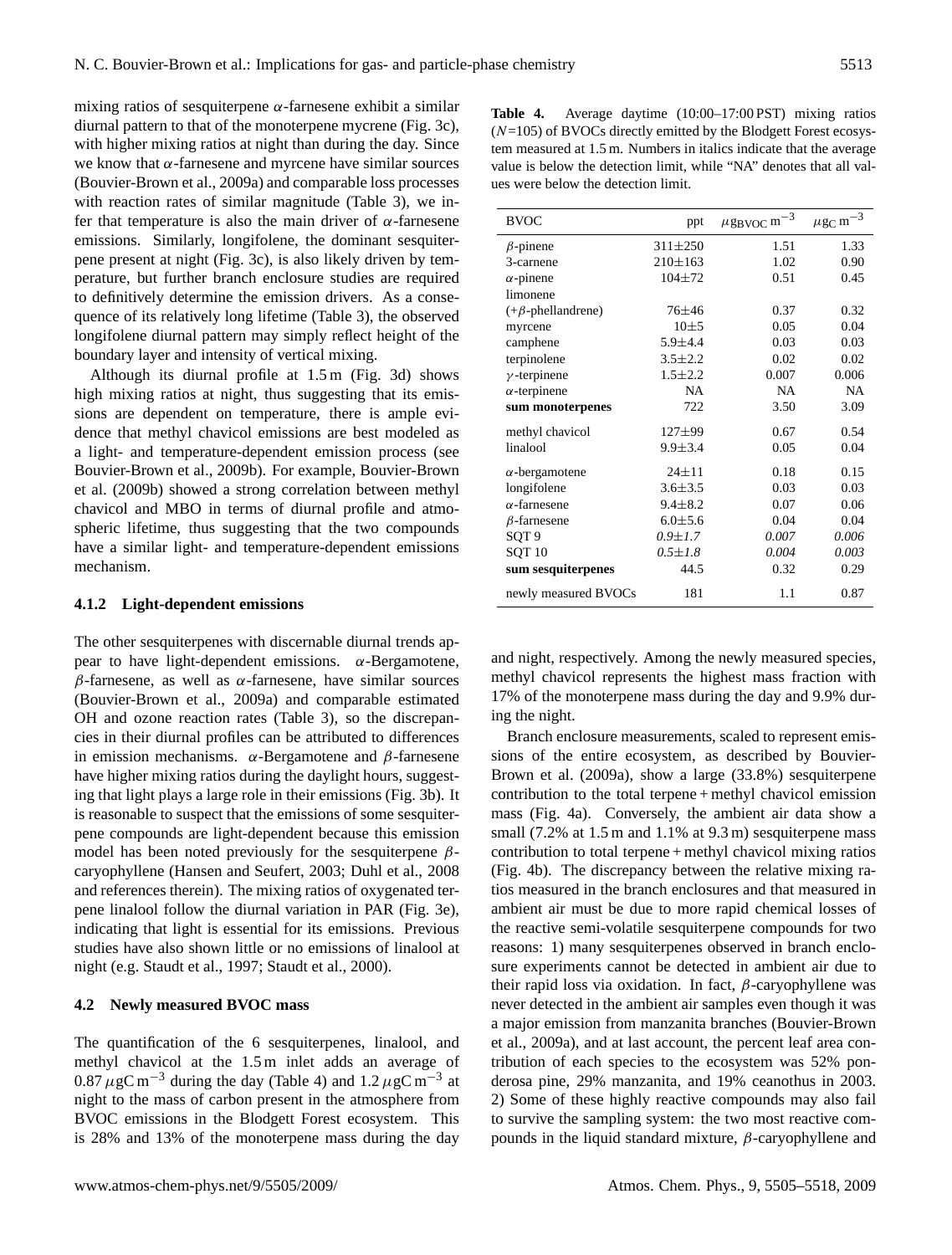mixing ratios of sesquiterpene $\alpha$-farnesene exhibit a similar diurnal pattern to that of the monoterpene mycrene (Fig. 3c), with higher mixing ratios at night than during the day. Since we know that $\alpha$-farnesene and myrcene have similar sources (Bouvier-Brown et al., 2009a) and comparable loss processes with reaction rates of similar magnitude (Table 3), we infer that temperature is also the main driver of $\alpha$-farnesene emissions. Similarly, longifolene, the dominant sesquiterpene present at night (Fig. 3c), is also likely driven by temperature, but further branch enclosure studies are required to definitively determine the emission drivers. As a consequence of its relatively long lifetime (Table 3), the observed longifolene diurnal pattern may simply reflect height of the boundary layer and intensity of vertical mixing.

Although its diurnal profile at 1.5 m (Fig. 3d) shows high mixing ratios at night, thus suggesting that its emissions are dependent on temperature, there is ample evidence that methyl chavicol emissions are best modeled as a light- and temperature-dependent emission process (see Bouvier-Brown et al., 2009b). For example, Bouvier-Brown et al. (2009b) showed a strong correlation between methyl chavicol and MBO in terms of diurnal profile and atmospheric lifetime, thus suggesting that the two compounds have a similar light- and temperature-dependent emissions mechanism.

#### 4.1.2 Light-dependent emissions

The other sesquiterpenes with discernable diurnal trends appear to have light-dependent emissions. $\alpha$-Bergamotene, $\beta$-farnesene, as well as $\alpha$-farnesene, have similar sources (Bouvier-Brown et al., 2009a) and comparable estimated OH and ozone reaction rates (Table 3), so the discrepancies in their diurnal profiles can be attributed to differences in emission mechanisms. $\alpha$-Bergamotene and $\beta$-farnesene have higher mixing ratios during the daylight hours, suggesting that light plays a large role in their emissions (Fig. 3b). It is reasonable to suspect that the emissions of some sesquiterpene compounds are light-dependent because this emission model has been noted previously for the sesquiterpene $\beta$-caryophyllene (Hansen and Seufert, 2003; Duhl et al., 2008 and references therein). The mixing ratios of oxygenated terpene linalool follow the diurnal variation in PAR (Fig. 3e), indicating that light is essential for its emissions. Previous studies have also shown little or no emissions of linalool at night (e.g. Staudt et al., 1997; Staudt et al., 2000).

### 4.2 Newly measured BVOC mass

The quantification of the 6 sesquiterpenes, linalool, and methyl chavicol at the 1.5 m inlet adds an average of 0.87 $\mu$gC m$^{-3}$ during the day (Table 4) and 1.2 $\mu$gC m$^{-3}$ at night to the mass of carbon present in the atmosphere from BVOC emissions in the Blodgett Forest ecosystem. This is 28% and 13% of the monoterpene mass during the day and night, respectively. Among the newly measured species, methyl chavicol represents the highest mass fraction with 17% of the monoterpene mass during the day and 9.9% during the night.

**Table 4.** Average daytime (10:00–17:00 PST) mixing ratios ($N$=105) of BVOCs directly emitted by the Blodgett Forest ecosystem measured at 1.5 m. Numbers in italics indicate that the average value is below the detection limit, while "NA" denotes that all values were below the detection limit.

| BVOC | ppt | $\mu g_{BVOC}$ m$^{-3}$ | $\mu g_C$ m$^{-3}$ |
|---|---|---|---|
| $\beta$-pinene | 311±250 | 1.51 | 1.33 |
| 3-carnene | 210±163 | 1.02 | 0.90 |
| $\alpha$-pinene | 104±72 | 0.51 | 0.45 |
| limonene (+$\beta$-phellandrene) | 76±46 | 0.37 | 0.32 |
| myrcene | 10±5 | 0.05 | 0.04 |
| camphene | 5.9±4.4 | 0.03 | 0.03 |
| terpinolene | 3.5±2.2 | 0.02 | 0.02 |
| $\gamma$-terpinene | 1.5±2.2 | 0.007 | 0.006 |
| $\alpha$-terpinene | NA | NA | NA |
| **sum monoterpenes** | 722 | 3.50 | 3.09 |
| methyl chavicol | 127±99 | 0.67 | 0.54 |
| linalool | 9.9±3.4 | 0.05 | 0.04 |
| $\alpha$-bergamotene | 24±11 | 0.18 | 0.15 |
| longifolene | 3.6±3.5 | 0.03 | 0.03 |
| $\alpha$-farnesene | 9.4±8.2 | 0.07 | 0.06 |
| $\beta$-farnesene | 6.0±5.6 | 0.04 | 0.04 |
| SQT 9 | *0.9±1.7* | *0.007* | *0.006* |
| SQT 10 | *0.5±1.8* | *0.004* | *0.003* |
| **sum sesquiterpenes** | 44.5 | 0.32 | 0.29 |
| newly measured BVOCs | 181 | 1.1 | 0.87 |

Branch enclosure measurements, scaled to represent emissions of the entire ecosystem, as described by Bouvier-Brown et al. (2009a), show a large (33.8%) sesquiterpene contribution to the total terpene + methyl chavicol emission mass (Fig. 4a). Conversely, the ambient air data show a small (7.2% at 1.5 m and 1.1% at 9.3 m) sesquiterpene mass contribution to total terpene + methyl chavicol mixing ratios (Fig. 4b). The discrepancy between the relative mixing ratios measured in the branch enclosures and that measured in ambient air must be due to more rapid chemical losses of the reactive semi-volatile sesquiterpene compounds for two reasons: 1) many sesquiterpenes observed in branch enclosure experiments cannot be detected in ambient air due to their rapid loss via oxidation. In fact, $\beta$-caryophyllene was never detected in the ambient air samples even though it was a major emission from manzanita branches (Bouvier-Brown et al., 2009a), and at last account, the percent leaf area contribution of each species to the ecosystem was 52% ponderosa pine, 29% manzanita, and 19% ceanothus in 2003. 2) Some of these highly reactive compounds may also fail to survive the sampling system: the two most reactive compounds in the liquid standard mixture, $\beta$-caryophyllene and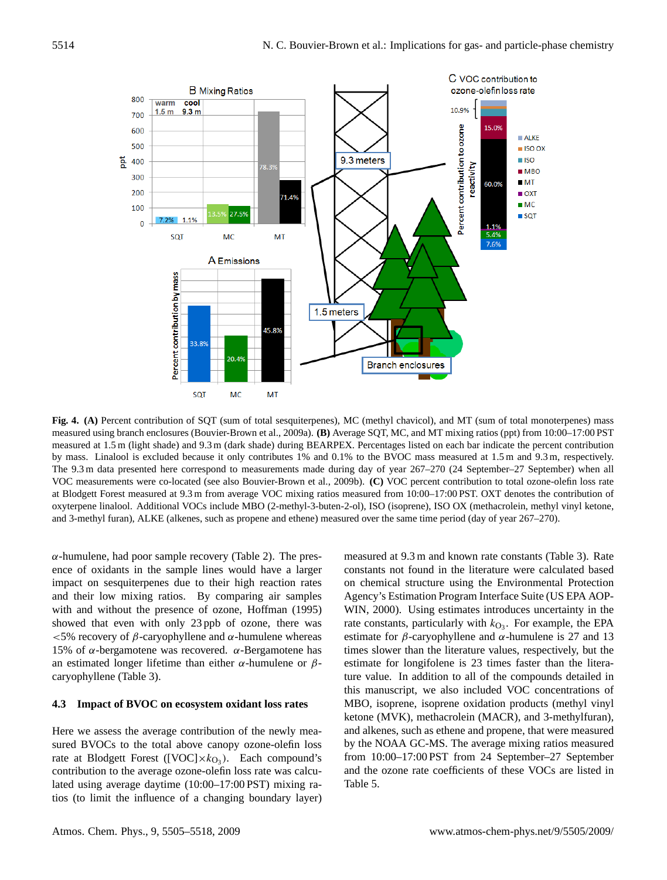**Fig. 4.** **(A)** Percent contribution of SQT (sum of total sesquiterpenes), MC (methyl chavicol), and MT (sum of total monoterpenes) mass measured using branch enclosures (Bouvier-Brown et al., 2009a). **(B)** Average SQT, MC, and MT mixing ratios (ppt) from 10:00–17:00 PST measured at 1.5 m (light shade) and 9.3 m (dark shade) during BEARPEX. Percentages listed on each bar indicate the percent contribution by mass. Linalool is excluded because it only contributes 1% and 0.1% to the BVOC mass measured at 1.5 m and 9.3 m, respectively. The 9.3 m data presented here correspond to measurements made during day of year 267–270 (24 September–27 September) when all VOC measurements were co-located (see also Bouvier-Brown et al., 2009b). **(C)** VOC percent contribution to total ozone-olefin loss rate at Blodgett Forest measured at 9.3 m from average VOC mixing ratios measured from 10:00–17:00 PST. OXT denotes the contribution of oxyterpene linalool. Additional VOCs include MBO (2-methyl-3-buten-2-ol), ISO (isoprene), ISO OX (methacrolein, methyl vinyl ketone, and 3-methyl furan), ALKE (alkenes, such as propene and ethene) measured over the same time period (day of year 267–270).

$\alpha$-humulene, had poor sample recovery (Table 2). The presence of oxidants in the sample lines would have a larger impact on sesquiterpenes due to their high reaction rates and their low mixing ratios. By comparing air samples with and without the presence of ozone, Hoffman (1995) showed that even with only 23 ppb of ozone, there was <5% recovery of $\beta$-caryophyllene and $\alpha$-humulene whereas 15% of $\alpha$-bergamotene was recovered. $\alpha$-Bergamotene has an estimated longer lifetime than either $\alpha$-humulene or $\beta$-caryophyllene (Table 3).

### 4.3 Impact of BVOC on ecosystem oxidant loss rates

Here we assess the average contribution of the newly measured BVOCs to the total above canopy ozone-olefin loss rate at Blodgett Forest ([VOC]$\times k_{O_3}$). Each compound's contribution to the average ozone-olefin loss rate was calculated using average daytime (10:00–17:00 PST) mixing ratios (to limit the influence of a changing boundary layer) measured at 9.3 m and known rate constants (Table 3). Rate constants not found in the literature were calculated based on chemical structure using the Environmental Protection Agency's Estimation Program Interface Suite (US EPA AOP-WIN, 2000). Using estimates introduces uncertainty in the rate constants, particularly with $k_{O_3}$. For example, the EPA estimate for $\beta$-caryophyllene and $\alpha$-humulene is 27 and 13 times slower than the literature values, respectively, but the estimate for longifolene is 23 times faster than the literature value. In addition to all of the compounds detailed in this manuscript, we also included VOC concentrations of MBO, isoprene, isoprene oxidation products (methyl vinyl ketone (MVK), methacrolein (MACR), and 3-methylfuran), and alkenes, such as ethene and propene, that were measured by the NOAA GC-MS. The average mixing ratios measured from 10:00–17:00 PST from 24 September–27 September and the ozone rate coefficients of these VOCs are listed in Table 5.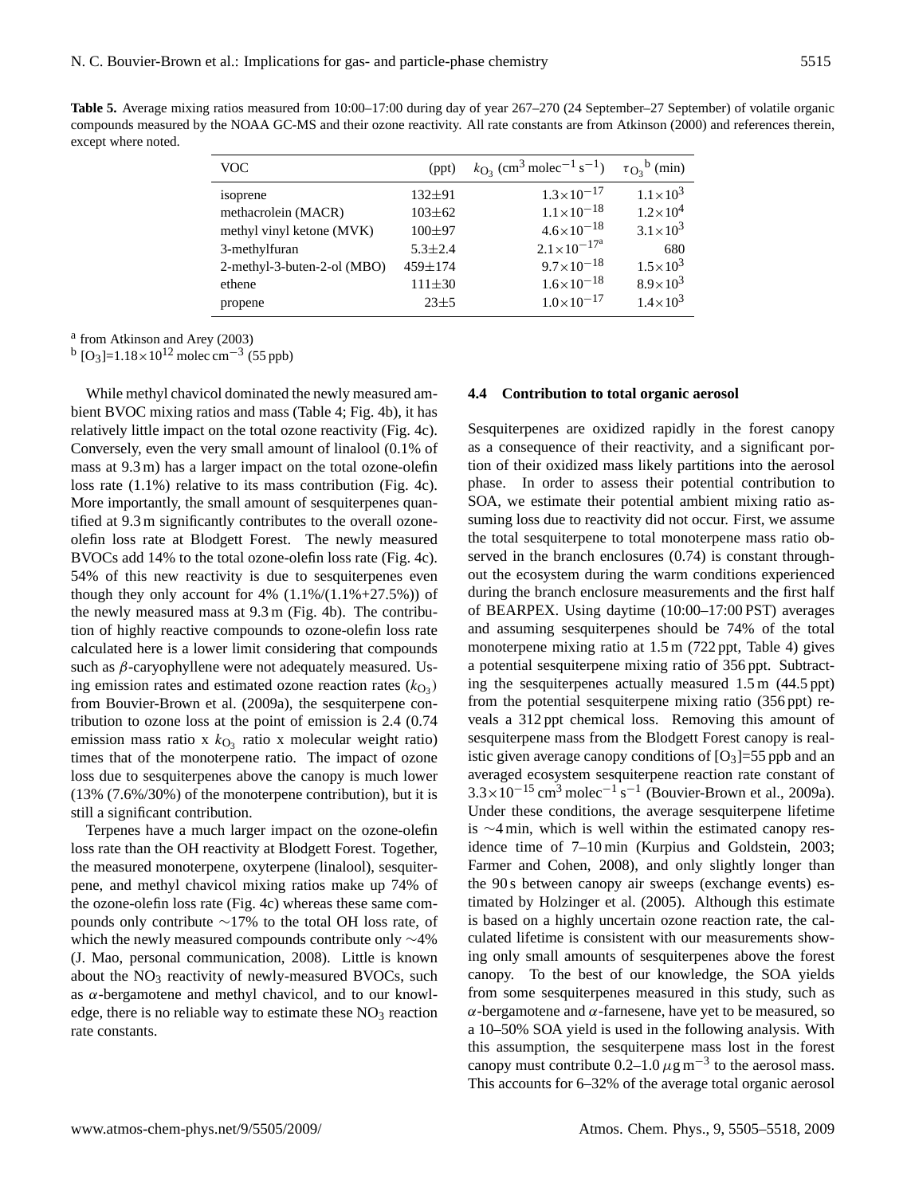**Table 5.** Average mixing ratios measured from 10:00–17:00 during day of year 267–270 (24 September–27 September) of volatile organic compounds measured by the NOAA GC-MS and their ozone reactivity. All rate constants are from Atkinson (2000) and references therein, except where noted.

| VOC | (ppt) | $k_{O_3}$ ($cm^3$ $molec^{-1}$ $s^{-1}$) | $\tau_{O_3}$[b] (min) |
|---|---|---|---|
| isoprene | 132±91 | $1.3\times10^{-17}$ | $1.1\times10^{3}$ |
| methacrolein (MACR) | 103±62 | $1.1\times10^{-18}$ | $1.2\times10^{4}$ |
| methyl vinyl ketone (MVK) | 100±97 | $4.6\times10^{-18}$ | $3.1\times10^{3}$ |
| 3-methylfuran | 5.3±2.4 | $2.1\times10^{-17}$[a] | 680 |
| 2-methyl-3-buten-2-ol (MBO) | 459±174 | $9.7\times10^{-18}$ | $1.5\times10^{3}$ |
| ethene | 111±30 | $1.6\times10^{-18}$ | $8.9\times10^{3}$ |
| propene | 23±5 | $1.0\times10^{-17}$ | $1.4\times10^{3}$ |

[a] from Atkinson and Arey (2003)
[b] $[O_3]=1.18\times10^{12}$ molec $cm^{-3}$ (55 ppb)

While methyl chavicol dominated the newly measured ambient BVOC mixing ratios and mass (Table 4; Fig. 4b), it has relatively little impact on the total ozone reactivity (Fig. 4c). Conversely, even the very small amount of linalool (0.1% of mass at 9.3 m) has a larger impact on the total ozone-olefin loss rate (1.1%) relative to its mass contribution (Fig. 4c). More importantly, the small amount of sesquiterpenes quantified at 9.3 m significantly contributes to the overall ozone-olefin loss rate at Blodgett Forest. The newly measured BVOCs add 14% to the total ozone-olefin loss rate (Fig. 4c). 54% of this new reactivity is due to sesquiterpenes even though they only account for 4% (1.1%/(1.1%+27.5%)) of the newly measured mass at 9.3 m (Fig. 4b). The contribution of highly reactive compounds to ozone-olefin loss rate calculated here is a lower limit considering that compounds such as $\beta$-caryophyllene were not adequately measured. Using emission rates and estimated ozone reaction rates ($k_{O_3}$) from Bouvier-Brown et al. (2009a), the sesquiterpene contribution to ozone loss at the point of emission is 2.4 (0.74 emission mass ratio x $k_{O_3}$ ratio x molecular weight ratio) times that of the monoterpene ratio. The impact of ozone loss due to sesquiterpenes above the canopy is much lower (13% (7.6%/30%) of the monoterpene contribution), but it is still a significant contribution.

Terpenes have a much larger impact on the ozone-olefin loss rate than the OH reactivity at Blodgett Forest. Together, the measured monoterpene, oxyterpene (linalool), sesquiterpene, and methyl chavicol mixing ratios make up 74% of the ozone-olefin loss rate (Fig. 4c) whereas these same compounds only contribute ~17% to the total OH loss rate, of which the newly measured compounds contribute only ~4% (J. Mao, personal communication, 2008). Little is known about the $NO_3$ reactivity of newly-measured BVOCs, such as $\alpha$-bergamotene and methyl chavicol, and to our knowledge, there is no reliable way to estimate these $NO_3$ reaction rate constants.

### 4.4 Contribution to total organic aerosol

Sesquiterpenes are oxidized rapidly in the forest canopy as a consequence of their reactivity, and a significant portion of their oxidized mass likely partitions into the aerosol phase. In order to assess their potential contribution to SOA, we estimate their potential ambient mixing ratio assuming loss due to reactivity did not occur. First, we assume the total sesquiterpene to total monoterpene mass ratio observed in the branch enclosures (0.74) is constant throughout the ecosystem during the warm conditions experienced during the branch enclosure measurements and the first half of BEARPEX. Using daytime (10:00–17:00 PST) averages and assuming sesquiterpenes should be 74% of the total monoterpene mixing ratio at 1.5 m (722 ppt, Table 4) gives a potential sesquiterpene mixing ratio of 356 ppt. Subtracting the sesquiterpenes actually measured 1.5 m (44.5 ppt) from the potential sesquiterpene mixing ratio (356 ppt) reveals a 312 ppt chemical loss. Removing this amount of sesquiterpene mass from the Blodgett Forest canopy is realistic given average canopy conditions of $[O_3]$=55 ppb and an averaged ecosystem sesquiterpene reaction rate constant of $3.3\times10^{-15}$ $cm^3$ $molec^{-1}$ $s^{-1}$ (Bouvier-Brown et al., 2009a). Under these conditions, the average sesquiterpene lifetime is ~4 min, which is well within the estimated canopy residence time of 7–10 min (Kurpius and Goldstein, 2003; Farmer and Cohen, 2008), and only slightly longer than the 90 s between canopy air sweeps (exchange events) estimated by Holzinger et al. (2005). Although this estimate is based on a highly uncertain ozone reaction rate, the calculated lifetime is consistent with our measurements showing only small amounts of sesquiterpenes above the forest canopy. To the best of our knowledge, the SOA yields from some sesquiterpenes measured in this study, such as $\alpha$-bergamotene and $\alpha$-farnesene, have yet to be measured, so a 10–50% SOA yield is used in the following analysis. With this assumption, the sesquiterpene mass lost in the forest canopy must contribute 0.2–1.0 $\mu g$ $m^{-3}$ to the aerosol mass. This accounts for 6–32% of the average total organic aerosol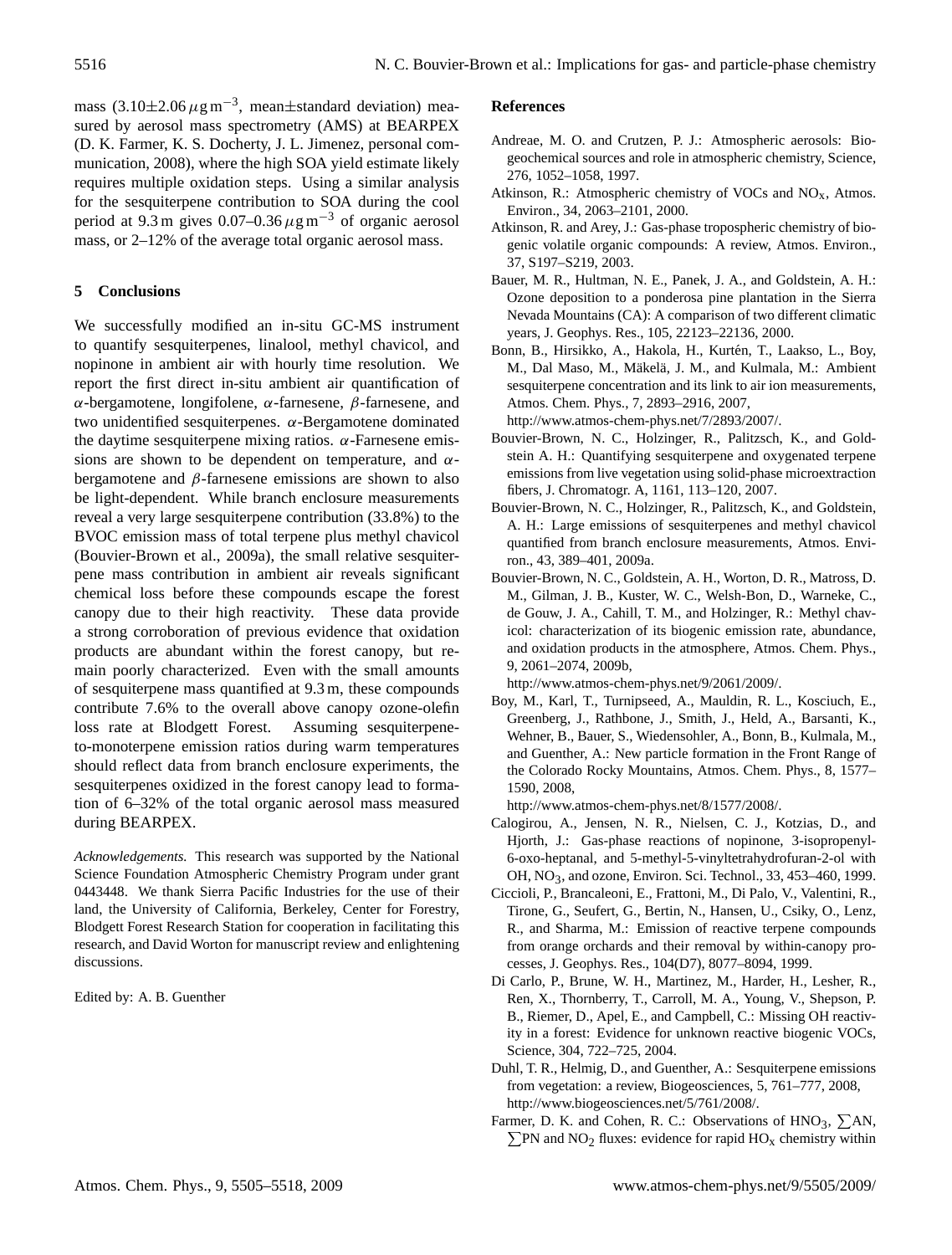mass ($3.10 \pm 2.06\,\mu g\,m^{-3}$, mean±standard deviation) measured by aerosol mass spectrometry (AMS) at BEARPEX (D. K. Farmer, K. S. Docherty, J. L. Jimenez, personal communication, 2008), where the high SOA yield estimate likely requires multiple oxidation steps. Using a similar analysis for the sesquiterpene contribution to SOA during the cool period at 9.3 m gives $0.07$–$0.36\,\mu g\,m^{-3}$ of organic aerosol mass, or 2–12% of the average total organic aerosol mass.

## 5 Conclusions

We successfully modified an in-situ GC-MS instrument to quantify sesquiterpenes, linalool, methyl chavicol, and nopinone in ambient air with hourly time resolution. We report the first direct in-situ ambient air quantification of $\alpha$-bergamotene, longifolene, $\alpha$-farnesene, $\beta$-farnesene, and two unidentified sesquiterpenes. $\alpha$-Bergamotene dominated the daytime sesquiterpene mixing ratios. $\alpha$-Farnesene emissions are shown to be dependent on temperature, and $\alpha$-bergamotene and $\beta$-farnesene emissions are shown to also be light-dependent. While branch enclosure measurements reveal a very large sesquiterpene contribution (33.8%) to the BVOC emission mass of total terpene plus methyl chavicol (Bouvier-Brown et al., 2009a), the small relative sesquiterpene mass contribution in ambient air reveals significant chemical loss before these compounds escape the forest canopy due to their high reactivity. These data provide a strong corroboration of previous evidence that oxidation products are abundant within the forest canopy, but remain poorly characterized. Even with the small amounts of sesquiterpene mass quantified at 9.3 m, these compounds contribute 7.6% to the overall above canopy ozone-olefin loss rate at Blodgett Forest. Assuming sesquiterpene-to-monoterpene emission ratios during warm temperatures should reflect data from branch enclosure experiments, the sesquiterpenes oxidized in the forest canopy lead to formation of 6–32% of the total organic aerosol mass measured during BEARPEX.

*Acknowledgements.* This research was supported by the National Science Foundation Atmospheric Chemistry Program under grant 0443448. We thank Sierra Pacific Industries for the use of their land, the University of California, Berkeley, Center for Forestry, Blodgett Forest Research Station for cooperation in facilitating this research, and David Worton for manuscript review and enlightening discussions.

Edited by: A. B. Guenther

## References

Andreae, M. O. and Crutzen, P. J.: Atmospheric aerosols: Biogeochemical sources and role in atmospheric chemistry, Science, 276, 1052–1058, 1997.

Atkinson, R.: Atmospheric chemistry of VOCs and $NO_x$, Atmos. Environ., 34, 2063–2101, 2000.

Atkinson, R. and Arey, J.: Gas-phase tropospheric chemistry of biogenic volatile organic compounds: A review, Atmos. Environ., 37, S197–S219, 2003.

Bauer, M. R., Hultman, N. E., Panek, J. A., and Goldstein, A. H.: Ozone deposition to a ponderosa pine plantation in the Sierra Nevada Mountains (CA): A comparison of two different climatic years, J. Geophys. Res., 105, 22123–22136, 2000.

Bonn, B., Hirsikko, A., Hakola, H., Kurtén, T., Laakso, L., Boy, M., Dal Maso, M., Mäkelä, J. M., and Kulmala, M.: Ambient sesquiterpene concentration and its link to air ion measurements, Atmos. Chem. Phys., 7, 2893–2916, 2007, http://www.atmos-chem-phys.net/7/2893/2007/.

Bouvier-Brown, N. C., Holzinger, R., Palitzsch, K., and Goldstein A. H.: Quantifying sesquiterpene and oxygenated terpene emissions from live vegetation using solid-phase microextraction fibers, J. Chromatogr. A, 1161, 113–120, 2007.

Bouvier-Brown, N. C., Holzinger, R., Palitzsch, K., and Goldstein, A. H.: Large emissions of sesquiterpenes and methyl chavicol quantified from branch enclosure measurements, Atmos. Environ., 43, 389–401, 2009a.

Bouvier-Brown, N. C., Goldstein, A. H., Worton, D. R., Matross, D. M., Gilman, J. B., Kuster, W. C., Welsh-Bon, D., Warneke, C., de Gouw, J. A., Cahill, T. M., and Holzinger, R.: Methyl chavicol: characterization of its biogenic emission rate, abundance, and oxidation products in the atmosphere, Atmos. Chem. Phys., 9, 2061–2074, 2009b, http://www.atmos-chem-phys.net/9/2061/2009/.

Boy, M., Karl, T., Turnipseed, A., Mauldin, R. L., Kosciuch, E., Greenberg, J., Rathbone, J., Smith, J., Held, A., Barsanti, K., Wehner, B., Bauer, S., Wiedensohler, A., Bonn, B., Kulmala, M., and Guenther, A.: New particle formation in the Front Range of the Colorado Rocky Mountains, Atmos. Chem. Phys., 8, 1577–1590, 2008, http://www.atmos-chem-phys.net/8/1577/2008/.

Calogirou, A., Jensen, N. R., Nielsen, C. J., Kotzias, D., and Hjorth, J.: Gas-phase reactions of nopinone, 3-isopropenyl-6-oxo-heptanal, and 5-methyl-5-vinyltetrahydrofuran-2-ol with OH, $NO_3$, and ozone, Environ. Sci. Technol., 33, 453–460, 1999.

Ciccioli, P., Brancaleoni, E., Frattoni, M., Di Palo, V., Valentini, R., Tirone, G., Seufert, G., Bertin, N., Hansen, U., Csiky, O., Lenz, R., and Sharma, M.: Emission of reactive terpene compounds from orange orchards and their removal by within-canopy processes, J. Geophys. Res., 104(D7), 8077–8094, 1999.

Di Carlo, P., Brune, W. H., Martinez, M., Harder, H., Lesher, R., Ren, X., Thornberry, T., Carroll, M. A., Young, V., Shepson, P. B., Riemer, D., Apel, E., and Campbell, C.: Missing OH reactivity in a forest: Evidence for unknown reactive biogenic VOCs, Science, 304, 722–725, 2004.

Duhl, T. R., Helmig, D., and Guenther, A.: Sesquiterpene emissions from vegetation: a review, Biogeosciences, 5, 761–777, 2008, http://www.biogeosciences.net/5/761/2008/.

Farmer, D. K. and Cohen, R. C.: Observations of $HNO_3$, $\sum$AN, $\sum$PN and $NO_2$ fluxes: evidence for rapid $HO_x$ chemistry within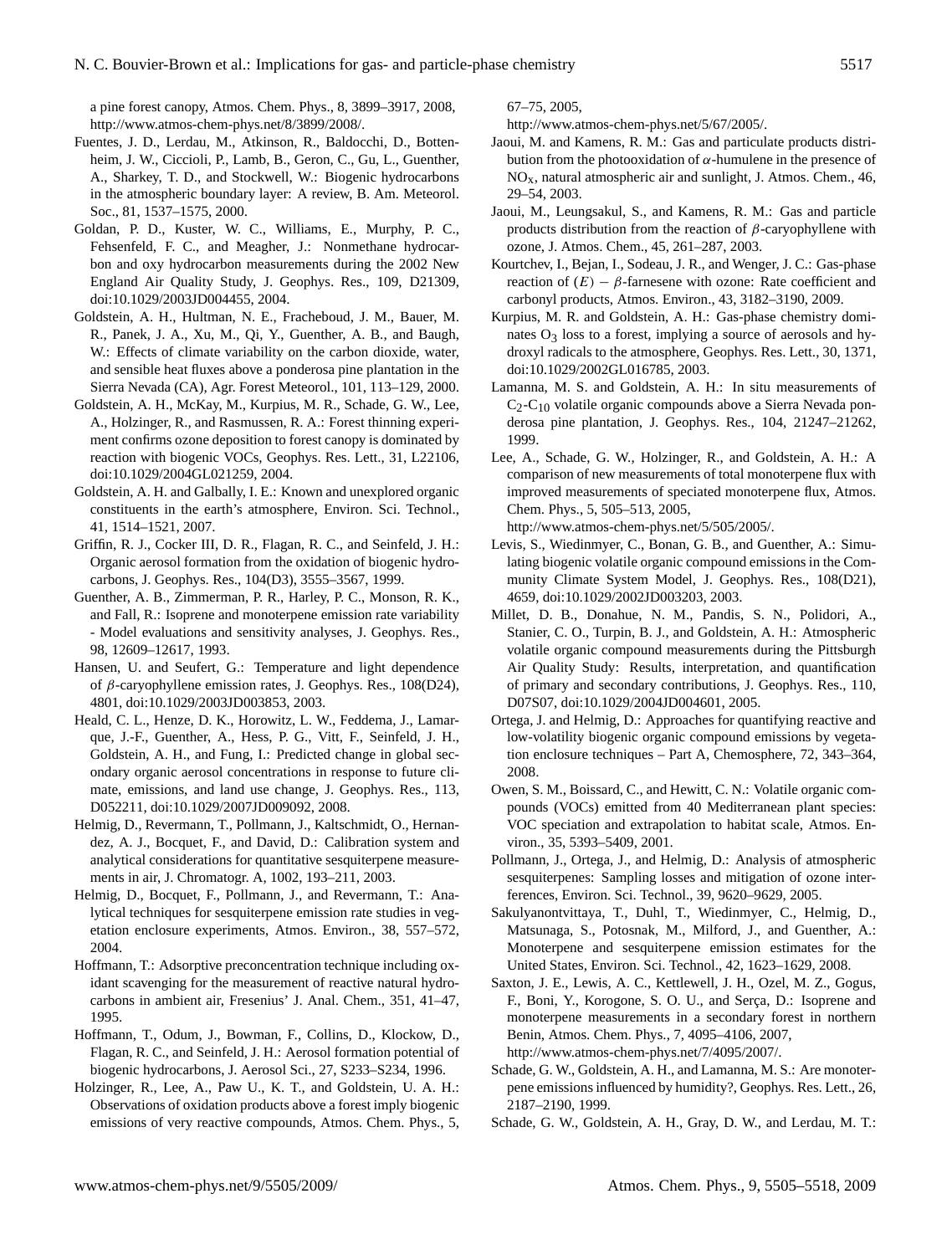a pine forest canopy, Atmos. Chem. Phys., 8, 3899–3917, 2008, http://www.atmos-chem-phys.net/8/3899/2008/.

Fuentes, J. D., Lerdau, M., Atkinson, R., Baldocchi, D., Bottenheim, J. W., Ciccioli, P., Lamb, B., Geron, C., Gu, L., Guenther, A., Sharkey, T. D., and Stockwell, W.: Biogenic hydrocarbons in the atmospheric boundary layer: A review, B. Am. Meteorol. Soc., 81, 1537–1575, 2000.

Goldan, P. D., Kuster, W. C., Williams, E., Murphy, P. C., Fehsenfeld, F. C., and Meagher, J.: Nonmethane hydrocarbon and oxy hydrocarbon measurements during the 2002 New England Air Quality Study, J. Geophys. Res., 109, D21309, doi:10.1029/2003JD004455, 2004.

Goldstein, A. H., Hultman, N. E., Fracheboud, J. M., Bauer, M. R., Panek, J. A., Xu, M., Qi, Y., Guenther, A. B., and Baugh, W.: Effects of climate variability on the carbon dioxide, water, and sensible heat fluxes above a ponderosa pine plantation in the Sierra Nevada (CA), Agr. Forest Meteorol., 101, 113–129, 2000.

Goldstein, A. H., McKay, M., Kurpius, M. R., Schade, G. W., Lee, A., Holzinger, R., and Rasmussen, R. A.: Forest thinning experiment confirms ozone deposition to forest canopy is dominated by reaction with biogenic VOCs, Geophys. Res. Lett., 31, L22106, doi:10.1029/2004GL021259, 2004.

Goldstein, A. H. and Galbally, I. E.: Known and unexplored organic constituents in the earth's atmosphere, Environ. Sci. Technol., 41, 1514–1521, 2007.

Griffin, R. J., Cocker III, D. R., Flagan, R. C., and Seinfeld, J. H.: Organic aerosol formation from the oxidation of biogenic hydrocarbons, J. Geophys. Res., 104(D3), 3555–3567, 1999.

Guenther, A. B., Zimmerman, P. R., Harley, P. C., Monson, R. K., and Fall, R.: Isoprene and monoterpene emission rate variability - Model evaluations and sensitivity analyses, J. Geophys. Res., 98, 12609–12617, 1993.

Hansen, U. and Seufert, G.: Temperature and light dependence of $\beta$-caryophyllene emission rates, J. Geophys. Res., 108(D24), 4801, doi:10.1029/2003JD003853, 2003.

Heald, C. L., Henze, D. K., Horowitz, L. W., Feddema, J., Lamarque, J.-F., Guenther, A., Hess, P. G., Vitt, F., Seinfeld, J. H., Goldstein, A. H., and Fung, I.: Predicted change in global secondary organic aerosol concentrations in response to future climate, emissions, and land use change, J. Geophys. Res., 113, D052211, doi:10.1029/2007JD009092, 2008.

Helmig, D., Revermann, T., Pollmann, J., Kaltschmidt, O., Hernandez, A. J., Bocquet, F., and David, D.: Calibration system and analytical considerations for quantitative sesquiterpene measurements in air, J. Chromatogr. A, 1002, 193–211, 2003.

Helmig, D., Bocquet, F., Pollmann, J., and Revermann, T.: Analytical techniques for sesquiterpene emission rate studies in vegetation enclosure experiments, Atmos. Environ., 38, 557–572, 2004.

Hoffmann, T.: Adsorptive preconcentration technique including oxidant scavenging for the measurement of reactive natural hydrocarbons in ambient air, Fresenius' J. Anal. Chem., 351, 41–47, 1995.

Hoffmann, T., Odum, J., Bowman, F., Collins, D., Klockow, D., Flagan, R. C., and Seinfeld, J. H.: Aerosol formation potential of biogenic hydrocarbons, J. Aerosol Sci., 27, S233–S234, 1996.

Holzinger, R., Lee, A., Paw U., K. T., and Goldstein, U. A. H.: Observations of oxidation products above a forest imply biogenic emissions of very reactive compounds, Atmos. Chem. Phys., 5, 67–75, 2005, http://www.atmos-chem-phys.net/5/67/2005/.

Jaoui, M. and Kamens, R. M.: Gas and particulate products distribution from the photooxidation of $\alpha$-humulene in the presence of $NO_x$, natural atmospheric air and sunlight, J. Atmos. Chem., 46, 29–54, 2003.

Jaoui, M., Leungsakul, S., and Kamens, R. M.: Gas and particle products distribution from the reaction of $\beta$-caryophyllene with ozone, J. Atmos. Chem., 45, 261–287, 2003.

Kourtchev, I., Bejan, I., Sodeau, J. R., and Wenger, J. C.: Gas-phase reaction of $(E)-\beta$-farnesene with ozone: Rate coefficient and carbonyl products, Atmos. Environ., 43, 3182–3190, 2009.

Kurpius, M. R. and Goldstein, A. H.: Gas-phase chemistry dominates $O_3$ loss to a forest, implying a source of aerosols and hydroxyl radicals to the atmosphere, Geophys. Res. Lett., 30, 1371, doi:10.1029/2002GL016785, 2003.

Lamanna, M. S. and Goldstein, A. H.: In situ measurements of $C_2$-$C_{10}$ volatile organic compounds above a Sierra Nevada ponderosa pine plantation, J. Geophys. Res., 104, 21247–21262, 1999.

Lee, A., Schade, G. W., Holzinger, R., and Goldstein, A. H.: A comparison of new measurements of total monoterpene flux with improved measurements of speciated monoterpene flux, Atmos. Chem. Phys., 5, 505–513, 2005, http://www.atmos-chem-phys.net/5/505/2005/.

Levis, S., Wiedinmyer, C., Bonan, G. B., and Guenther, A.: Simulating biogenic volatile organic compound emissions in the Community Climate System Model, J. Geophys. Res., 108(D21), 4659, doi:10.1029/2002JD003203, 2003.

Millet, D. B., Donahue, N. M., Pandis, S. N., Polidori, A., Stanier, C. O., Turpin, B. J., and Goldstein, A. H.: Atmospheric volatile organic compound measurements during the Pittsburgh Air Quality Study: Results, interpretation, and quantification of primary and secondary contributions, J. Geophys. Res., 110, D07S07, doi:10.1029/2004JD004601, 2005.

Ortega, J. and Helmig, D.: Approaches for quantifying reactive and low-volatility biogenic organic compound emissions by vegetation enclosure techniques – Part A, Chemosphere, 72, 343–364, 2008.

Owen, S. M., Boissard, C., and Hewitt, C. N.: Volatile organic compounds (VOCs) emitted from 40 Mediterranean plant species: VOC speciation and extrapolation to habitat scale, Atmos. Environ., 35, 5393–5409, 2001.

Pollmann, J., Ortega, J., and Helmig, D.: Analysis of atmospheric sesquiterpenes: Sampling losses and mitigation of ozone interferences, Environ. Sci. Technol., 39, 9620–9629, 2005.

Sakulyanontvittaya, T., Duhl, T., Wiedinmyer, C., Helmig, D., Matsunaga, S., Potosnak, M., Milford, J., and Guenther, A.: Monoterpene and sesquiterpene emission estimates for the United States, Environ. Sci. Technol., 42, 1623–1629, 2008.

Saxton, J. E., Lewis, A. C., Kettlewell, J. H., Ozel, M. Z., Gogus, F., Boni, Y., Korogone, S. O. U., and Serça, D.: Isoprene and monoterpene measurements in a secondary forest in northern Benin, Atmos. Chem. Phys., 7, 4095–4106, 2007, http://www.atmos-chem-phys.net/7/4095/2007/.

Schade, G. W., Goldstein, A. H., and Lamanna, M. S.: Are monoterpene emissions influenced by humidity?, Geophys. Res. Lett., 26, 2187–2190, 1999.

Schade, G. W., Goldstein, A. H., Gray, D. W., and Lerdau, M. T.: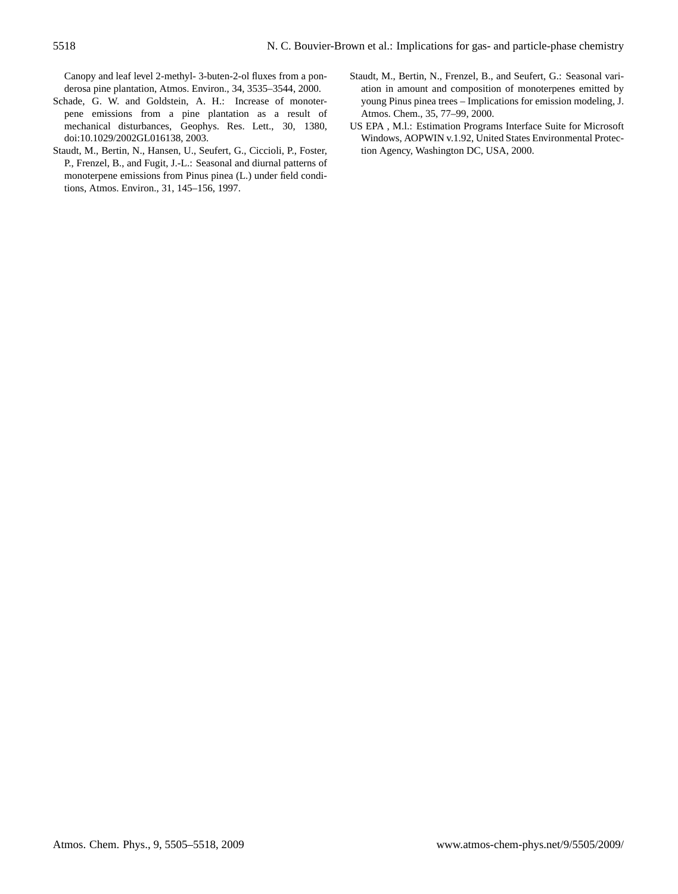Canopy and leaf level 2-methyl- 3-buten-2-ol fluxes from a ponderosa pine plantation, Atmos. Environ., 34, 3535–3544, 2000.

Schade, G. W. and Goldstein, A. H.: Increase of monoterpene emissions from a pine plantation as a result of mechanical disturbances, Geophys. Res. Lett., 30, 1380, doi:10.1029/2002GL016138, 2003.

Staudt, M., Bertin, N., Hansen, U., Seufert, G., Ciccioli, P., Foster, P., Frenzel, B., and Fugit, J.-L.: Seasonal and diurnal patterns of monoterpene emissions from Pinus pinea (L.) under field conditions, Atmos. Environ., 31, 145–156, 1997.

Staudt, M., Bertin, N., Frenzel, B., and Seufert, G.: Seasonal variation in amount and composition of monoterpenes emitted by young Pinus pinea trees – Implications for emission modeling, J. Atmos. Chem., 35, 77–99, 2000.

US EPA , M.l.: Estimation Programs Interface Suite for Microsoft Windows, AOPWIN v.1.92, United States Environmental Protection Agency, Washington DC, USA, 2000.